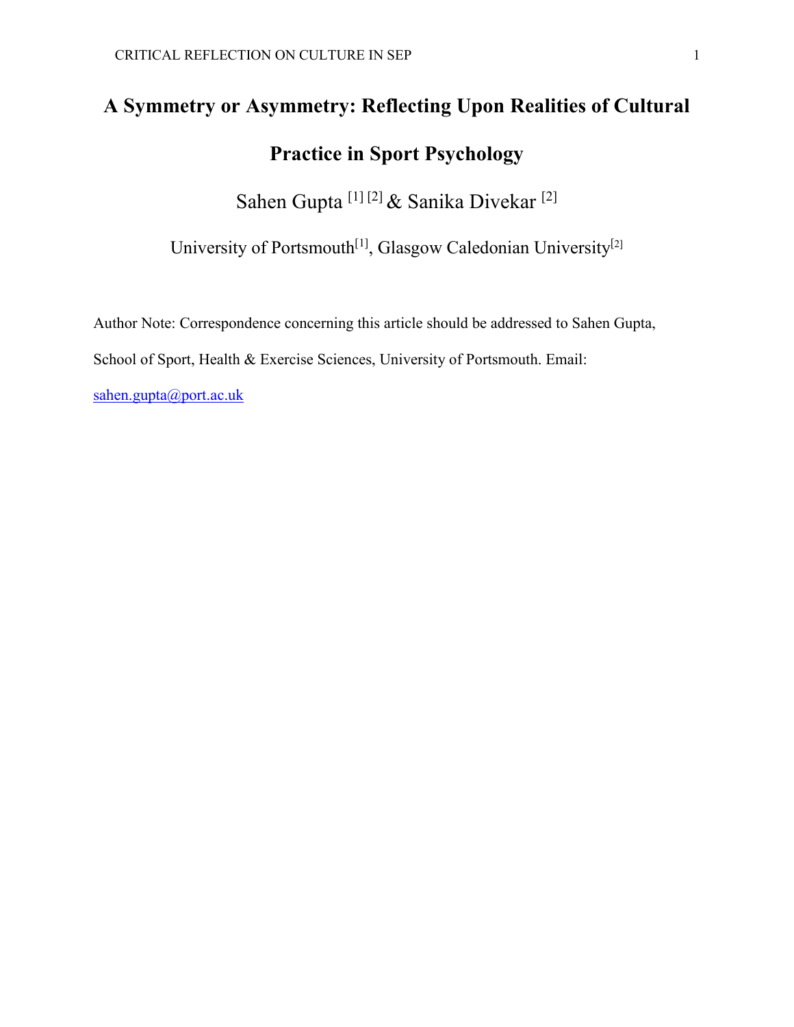# A Symmetry or Asymmetry: Reflecting Upon Realities of Cultural Practice in Sport Psychology

Sahen Gupta [1] [2] & Sanika Divekar [2]

University of Portsmouth[1], Glasgow Caledonian University[2]

Author Note: Correspondence concerning this article should be addressed to Sahen Gupta, School of Sport, Health & Exercise Sciences, University of Portsmouth. Email: sahen.gupta@port.ac.uk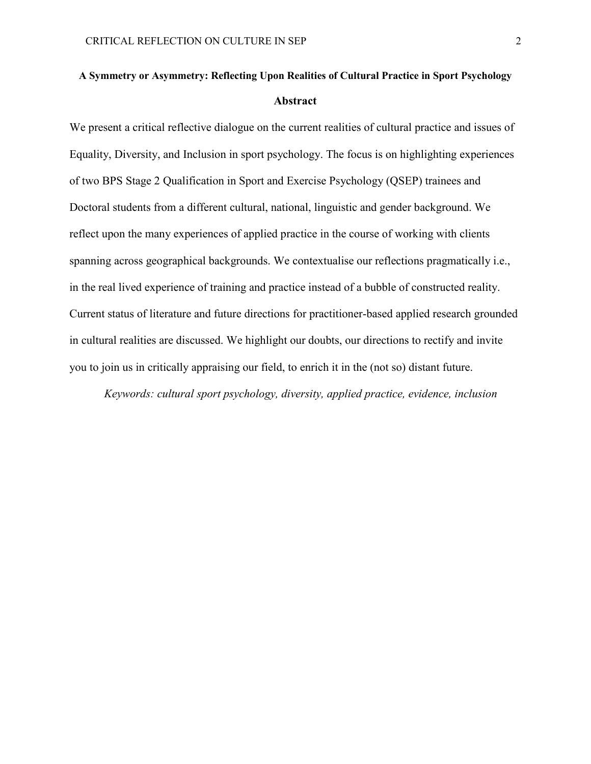# A Symmetry or Asymmetry: Reflecting Upon Realities of Cultural Practice in Sport Psychology

## Abstract

We present a critical reflective dialogue on the current realities of cultural practice and issues of Equality, Diversity, and Inclusion in sport psychology. The focus is on highlighting experiences of two BPS Stage 2 Qualification in Sport and Exercise Psychology (QSEP) trainees and Doctoral students from a different cultural, national, linguistic and gender background. We reflect upon the many experiences of applied practice in the course of working with clients spanning across geographical backgrounds. We contextualise our reflections pragmatically i.e., in the real lived experience of training and practice instead of a bubble of constructed reality. Current status of literature and future directions for practitioner-based applied research grounded in cultural realities are discussed. We highlight our doubts, our directions to rectify and invite you to join us in critically appraising our field, to enrich it in the (not so) distant future.

*Keywords: cultural sport psychology, diversity, applied practice, evidence, inclusion*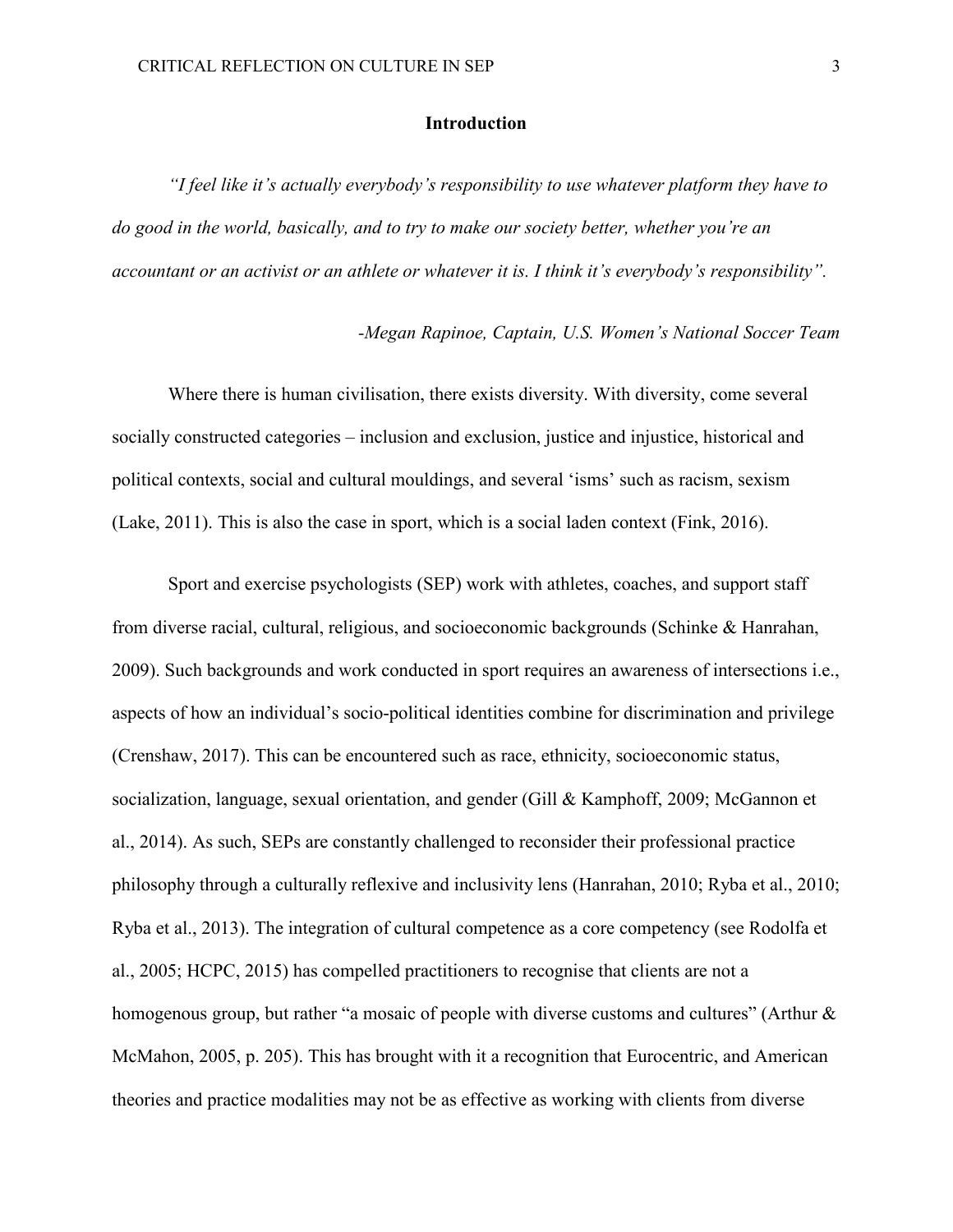## Introduction

*"I feel like it's actually everybody's responsibility to use whatever platform they have to do good in the world, basically, and to try to make our society better, whether you're an accountant or an activist or an athlete or whatever it is. I think it's everybody's responsibility".*

*-Megan Rapinoe, Captain, U.S. Women's National Soccer Team*

Where there is human civilisation, there exists diversity. With diversity, come several socially constructed categories – inclusion and exclusion, justice and injustice, historical and political contexts, social and cultural mouldings, and several 'isms' such as racism, sexism (Lake, 2011). This is also the case in sport, which is a social laden context (Fink, 2016).

Sport and exercise psychologists (SEP) work with athletes, coaches, and support staff from diverse racial, cultural, religious, and socioeconomic backgrounds (Schinke & Hanrahan, 2009). Such backgrounds and work conducted in sport requires an awareness of intersections i.e., aspects of how an individual's socio-political identities combine for discrimination and privilege (Crenshaw, 2017). This can be encountered such as race, ethnicity, socioeconomic status, socialization, language, sexual orientation, and gender (Gill & Kamphoff, 2009; McGannon et al., 2014). As such, SEPs are constantly challenged to reconsider their professional practice philosophy through a culturally reflexive and inclusivity lens (Hanrahan, 2010; Ryba et al., 2010; Ryba et al., 2013). The integration of cultural competence as a core competency (see Rodolfa et al., 2005; HCPC, 2015) has compelled practitioners to recognise that clients are not a homogenous group, but rather "a mosaic of people with diverse customs and cultures" (Arthur & McMahon, 2005, p. 205). This has brought with it a recognition that Eurocentric, and American theories and practice modalities may not be as effective as working with clients from diverse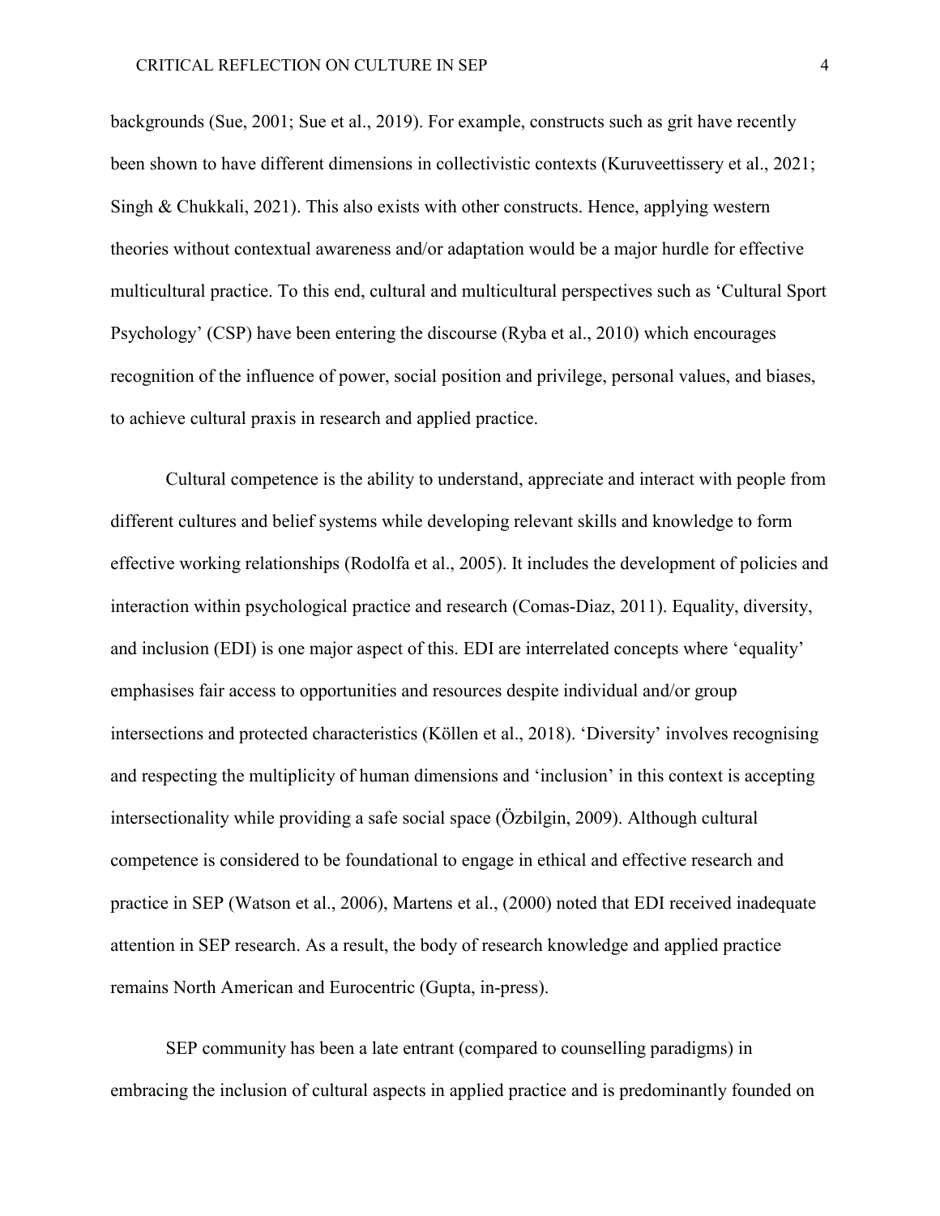backgrounds (Sue, 2001; Sue et al., 2019). For example, constructs such as grit have recently been shown to have different dimensions in collectivistic contexts (Kuruveettissery et al., 2021; Singh & Chukkali, 2021). This also exists with other constructs. Hence, applying western theories without contextual awareness and/or adaptation would be a major hurdle for effective multicultural practice. To this end, cultural and multicultural perspectives such as 'Cultural Sport Psychology' (CSP) have been entering the discourse (Ryba et al., 2010) which encourages recognition of the influence of power, social position and privilege, personal values, and biases, to achieve cultural praxis in research and applied practice.

Cultural competence is the ability to understand, appreciate and interact with people from different cultures and belief systems while developing relevant skills and knowledge to form effective working relationships (Rodolfa et al., 2005). It includes the development of policies and interaction within psychological practice and research (Comas-Diaz, 2011). Equality, diversity, and inclusion (EDI) is one major aspect of this. EDI are interrelated concepts where 'equality' emphasises fair access to opportunities and resources despite individual and/or group intersections and protected characteristics (Köllen et al., 2018). 'Diversity' involves recognising and respecting the multiplicity of human dimensions and 'inclusion' in this context is accepting intersectionality while providing a safe social space (Özbilgin, 2009). Although cultural competence is considered to be foundational to engage in ethical and effective research and practice in SEP (Watson et al., 2006), Martens et al., (2000) noted that EDI received inadequate attention in SEP research. As a result, the body of research knowledge and applied practice remains North American and Eurocentric (Gupta, in-press).

SEP community has been a late entrant (compared to counselling paradigms) in embracing the inclusion of cultural aspects in applied practice and is predominantly founded on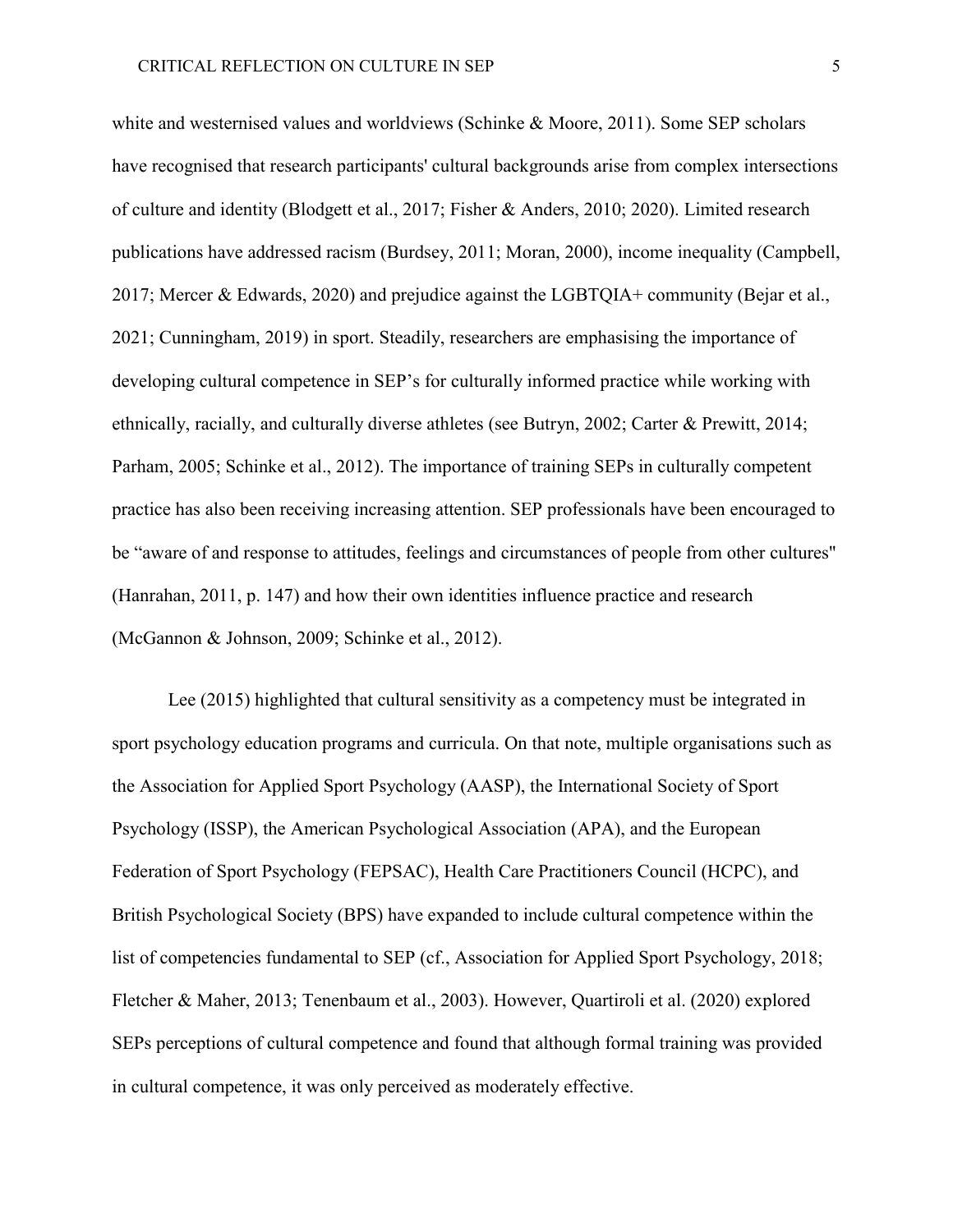white and westernised values and worldviews (Schinke & Moore, 2011). Some SEP scholars have recognised that research participants' cultural backgrounds arise from complex intersections of culture and identity (Blodgett et al., 2017; Fisher & Anders, 2010; 2020). Limited research publications have addressed racism (Burdsey, 2011; Moran, 2000), income inequality (Campbell, 2017; Mercer & Edwards, 2020) and prejudice against the LGBTQIA+ community (Bejar et al., 2021; Cunningham, 2019) in sport. Steadily, researchers are emphasising the importance of developing cultural competence in SEP's for culturally informed practice while working with ethnically, racially, and culturally diverse athletes (see Butryn, 2002; Carter & Prewitt, 2014; Parham, 2005; Schinke et al., 2012). The importance of training SEPs in culturally competent practice has also been receiving increasing attention. SEP professionals have been encouraged to be "aware of and response to attitudes, feelings and circumstances of people from other cultures" (Hanrahan, 2011, p. 147) and how their own identities influence practice and research (McGannon & Johnson, 2009; Schinke et al., 2012).

Lee (2015) highlighted that cultural sensitivity as a competency must be integrated in sport psychology education programs and curricula. On that note, multiple organisations such as the Association for Applied Sport Psychology (AASP), the International Society of Sport Psychology (ISSP), the American Psychological Association (APA), and the European Federation of Sport Psychology (FEPSAC), Health Care Practitioners Council (HCPC), and British Psychological Society (BPS) have expanded to include cultural competence within the list of competencies fundamental to SEP (cf., Association for Applied Sport Psychology, 2018; Fletcher & Maher, 2013; Tenenbaum et al., 2003). However, Quartiroli et al. (2020) explored SEPs perceptions of cultural competence and found that although formal training was provided in cultural competence, it was only perceived as moderately effective.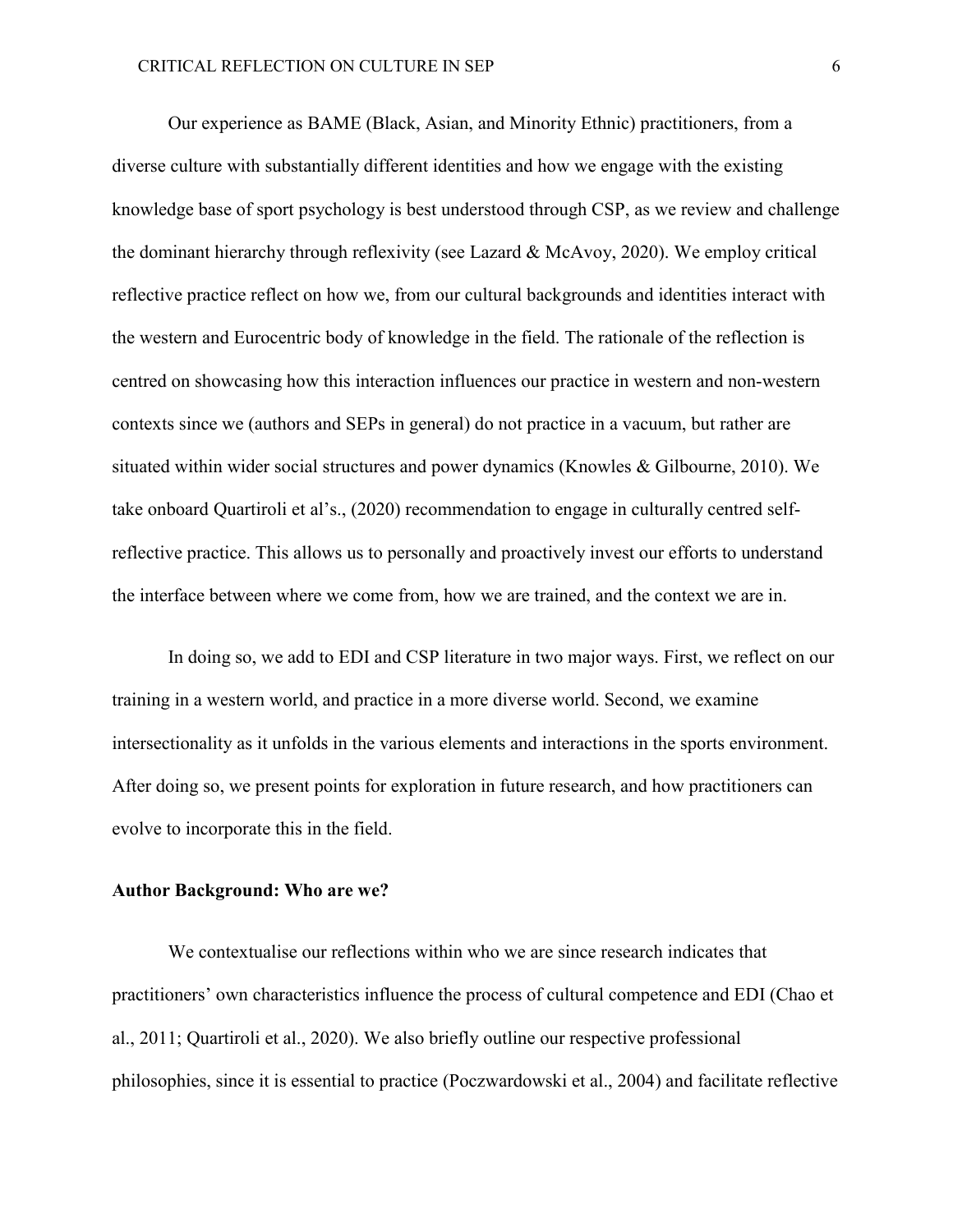Our experience as BAME (Black, Asian, and Minority Ethnic) practitioners, from a diverse culture with substantially different identities and how we engage with the existing knowledge base of sport psychology is best understood through CSP, as we review and challenge the dominant hierarchy through reflexivity (see Lazard & McAvoy, 2020). We employ critical reflective practice reflect on how we, from our cultural backgrounds and identities interact with the western and Eurocentric body of knowledge in the field. The rationale of the reflection is centred on showcasing how this interaction influences our practice in western and non-western contexts since we (authors and SEPs in general) do not practice in a vacuum, but rather are situated within wider social structures and power dynamics (Knowles & Gilbourne, 2010). We take onboard Quartiroli et al's., (2020) recommendation to engage in culturally centred self-reflective practice. This allows us to personally and proactively invest our efforts to understand the interface between where we come from, how we are trained, and the context we are in.

In doing so, we add to EDI and CSP literature in two major ways. First, we reflect on our training in a western world, and practice in a more diverse world. Second, we examine intersectionality as it unfolds in the various elements and interactions in the sports environment. After doing so, we present points for exploration in future research, and how practitioners can evolve to incorporate this in the field.

**Author Background: Who are we?**

We contextualise our reflections within who we are since research indicates that practitioners' own characteristics influence the process of cultural competence and EDI (Chao et al., 2011; Quartiroli et al., 2020). We also briefly outline our respective professional philosophies, since it is essential to practice (Poczwardowski et al., 2004) and facilitate reflective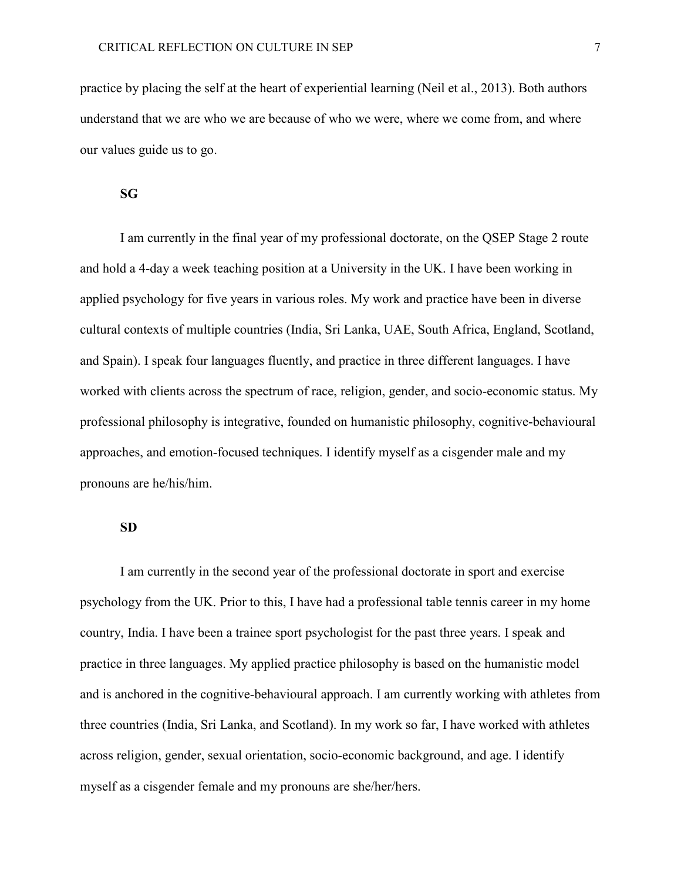practice by placing the self at the heart of experiential learning (Neil et al., 2013). Both authors understand that we are who we are because of who we were, where we come from, and where our values guide us to go.

**SG**

I am currently in the final year of my professional doctorate, on the QSEP Stage 2 route and hold a 4-day a week teaching position at a University in the UK. I have been working in applied psychology for five years in various roles. My work and practice have been in diverse cultural contexts of multiple countries (India, Sri Lanka, UAE, South Africa, England, Scotland, and Spain). I speak four languages fluently, and practice in three different languages. I have worked with clients across the spectrum of race, religion, gender, and socio-economic status. My professional philosophy is integrative, founded on humanistic philosophy, cognitive-behavioural approaches, and emotion-focused techniques. I identify myself as a cisgender male and my pronouns are he/his/him.

**SD**

I am currently in the second year of the professional doctorate in sport and exercise psychology from the UK. Prior to this, I have had a professional table tennis career in my home country, India. I have been a trainee sport psychologist for the past three years. I speak and practice in three languages. My applied practice philosophy is based on the humanistic model and is anchored in the cognitive-behavioural approach. I am currently working with athletes from three countries (India, Sri Lanka, and Scotland). In my work so far, I have worked with athletes across religion, gender, sexual orientation, socio-economic background, and age. I identify myself as a cisgender female and my pronouns are she/her/hers.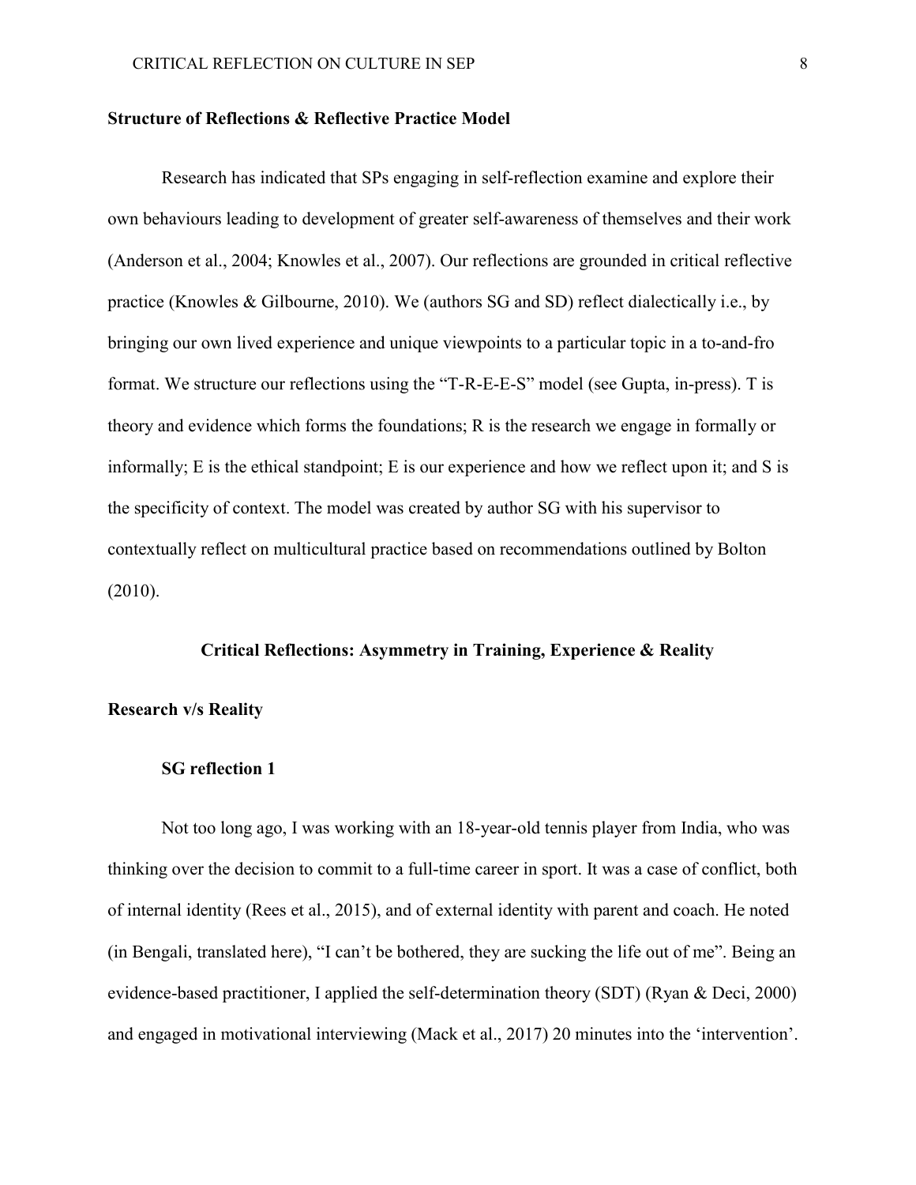## Structure of Reflections & Reflective Practice Model

Research has indicated that SPs engaging in self-reflection examine and explore their own behaviours leading to development of greater self-awareness of themselves and their work (Anderson et al., 2004; Knowles et al., 2007). Our reflections are grounded in critical reflective practice (Knowles & Gilbourne, 2010). We (authors SG and SD) reflect dialectically i.e., by bringing our own lived experience and unique viewpoints to a particular topic in a to-and-fro format. We structure our reflections using the "T-R-E-E-S" model (see Gupta, in-press). T is theory and evidence which forms the foundations; R is the research we engage in formally or informally; E is the ethical standpoint; E is our experience and how we reflect upon it; and S is the specificity of context. The model was created by author SG with his supervisor to contextually reflect on multicultural practice based on recommendations outlined by Bolton (2010).

## Critical Reflections: Asymmetry in Training, Experience & Reality

### Research v/s Reality

#### SG reflection 1

Not too long ago, I was working with an 18-year-old tennis player from India, who was thinking over the decision to commit to a full-time career in sport. It was a case of conflict, both of internal identity (Rees et al., 2015), and of external identity with parent and coach. He noted (in Bengali, translated here), "I can't be bothered, they are sucking the life out of me". Being an evidence-based practitioner, I applied the self-determination theory (SDT) (Ryan & Deci, 2000) and engaged in motivational interviewing (Mack et al., 2017) 20 minutes into the 'intervention'.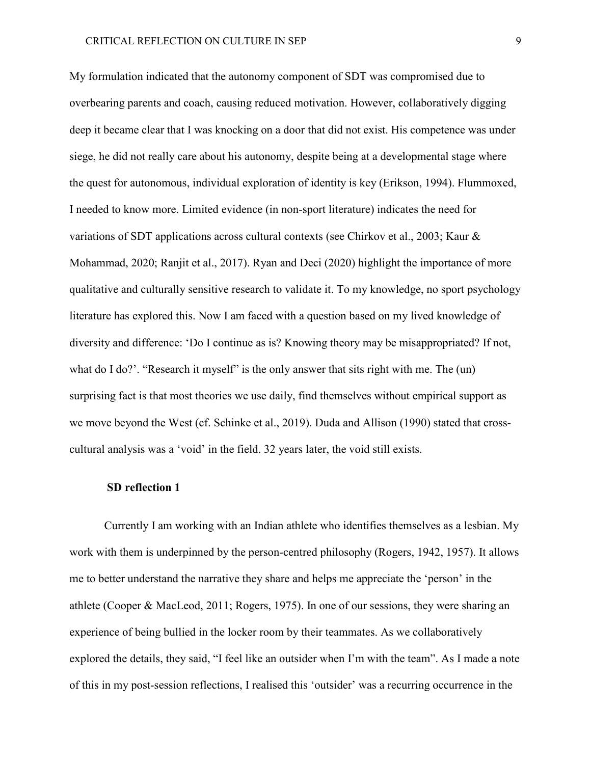My formulation indicated that the autonomy component of SDT was compromised due to overbearing parents and coach, causing reduced motivation. However, collaboratively digging deep it became clear that I was knocking on a door that did not exist. His competence was under siege, he did not really care about his autonomy, despite being at a developmental stage where the quest for autonomous, individual exploration of identity is key (Erikson, 1994). Flummoxed, I needed to know more. Limited evidence (in non-sport literature) indicates the need for variations of SDT applications across cultural contexts (see Chirkov et al., 2003; Kaur & Mohammad, 2020; Ranjit et al., 2017). Ryan and Deci (2020) highlight the importance of more qualitative and culturally sensitive research to validate it. To my knowledge, no sport psychology literature has explored this. Now I am faced with a question based on my lived knowledge of diversity and difference: 'Do I continue as is? Knowing theory may be misappropriated? If not, what do I do?'. "Research it myself" is the only answer that sits right with me. The (un) surprising fact is that most theories we use daily, find themselves without empirical support as we move beyond the West (cf. Schinke et al., 2019). Duda and Allison (1990) stated that cross-cultural analysis was a 'void' in the field. 32 years later, the void still exists.

**SD reflection 1**

Currently I am working with an Indian athlete who identifies themselves as a lesbian. My work with them is underpinned by the person-centred philosophy (Rogers, 1942, 1957). It allows me to better understand the narrative they share and helps me appreciate the 'person' in the athlete (Cooper & MacLeod, 2011; Rogers, 1975). In one of our sessions, they were sharing an experience of being bullied in the locker room by their teammates. As we collaboratively explored the details, they said, "I feel like an outsider when I'm with the team". As I made a note of this in my post-session reflections, I realised this 'outsider' was a recurring occurrence in the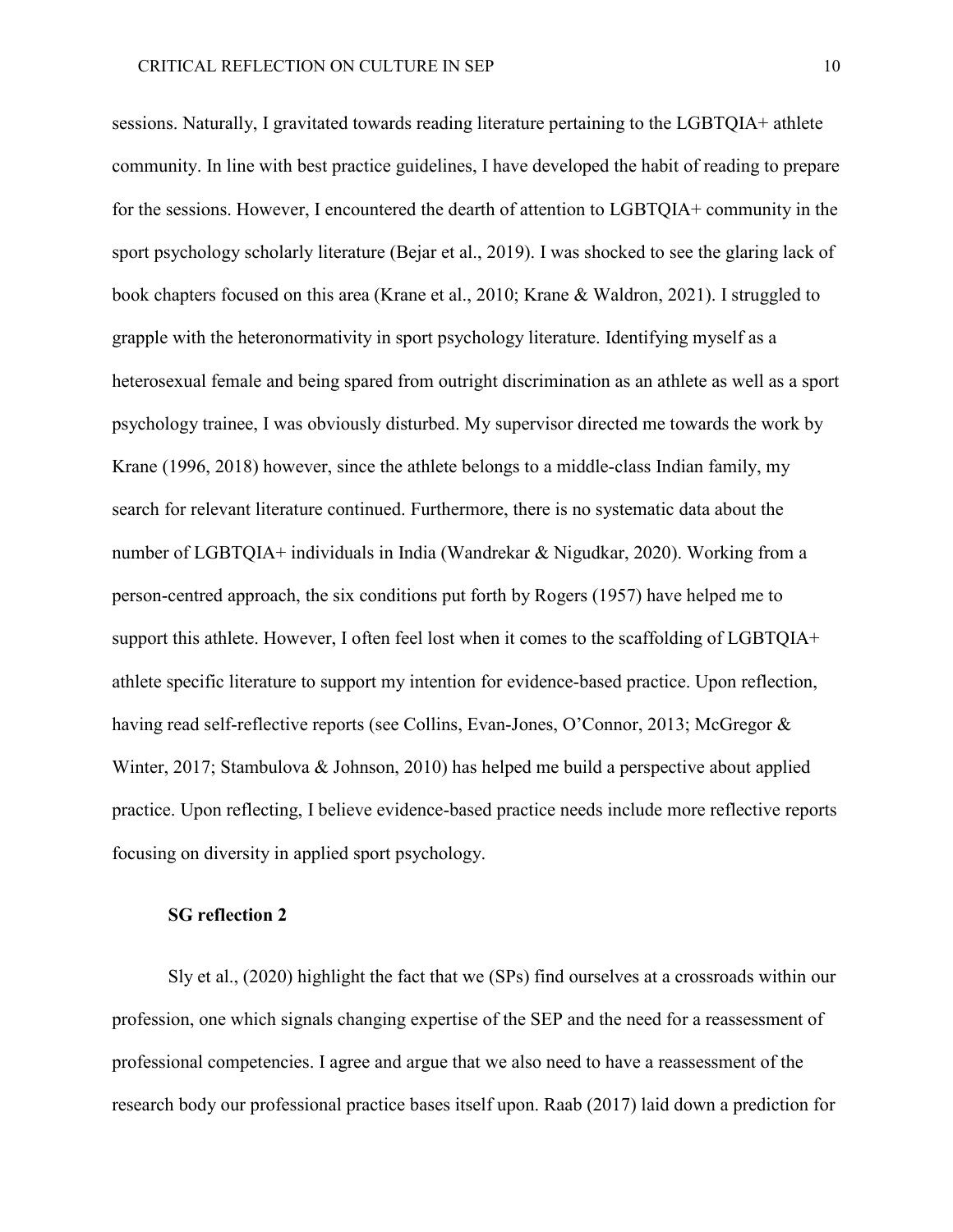sessions. Naturally, I gravitated towards reading literature pertaining to the LGBTQIA+ athlete community. In line with best practice guidelines, I have developed the habit of reading to prepare for the sessions. However, I encountered the dearth of attention to LGBTQIA+ community in the sport psychology scholarly literature (Bejar et al., 2019). I was shocked to see the glaring lack of book chapters focused on this area (Krane et al., 2010; Krane & Waldron, 2021). I struggled to grapple with the heteronormativity in sport psychology literature. Identifying myself as a heterosexual female and being spared from outright discrimination as an athlete as well as a sport psychology trainee, I was obviously disturbed. My supervisor directed me towards the work by Krane (1996, 2018) however, since the athlete belongs to a middle-class Indian family, my search for relevant literature continued. Furthermore, there is no systematic data about the number of LGBTQIA+ individuals in India (Wandrekar & Nigudkar, 2020). Working from a person-centred approach, the six conditions put forth by Rogers (1957) have helped me to support this athlete. However, I often feel lost when it comes to the scaffolding of LGBTQIA+ athlete specific literature to support my intention for evidence-based practice. Upon reflection, having read self-reflective reports (see Collins, Evan-Jones, O'Connor, 2013; McGregor & Winter, 2017; Stambulova & Johnson, 2010) has helped me build a perspective about applied practice. Upon reflecting, I believe evidence-based practice needs include more reflective reports focusing on diversity in applied sport psychology.

### SG reflection 2

Sly et al., (2020) highlight the fact that we (SPs) find ourselves at a crossroads within our profession, one which signals changing expertise of the SEP and the need for a reassessment of professional competencies. I agree and argue that we also need to have a reassessment of the research body our professional practice bases itself upon. Raab (2017) laid down a prediction for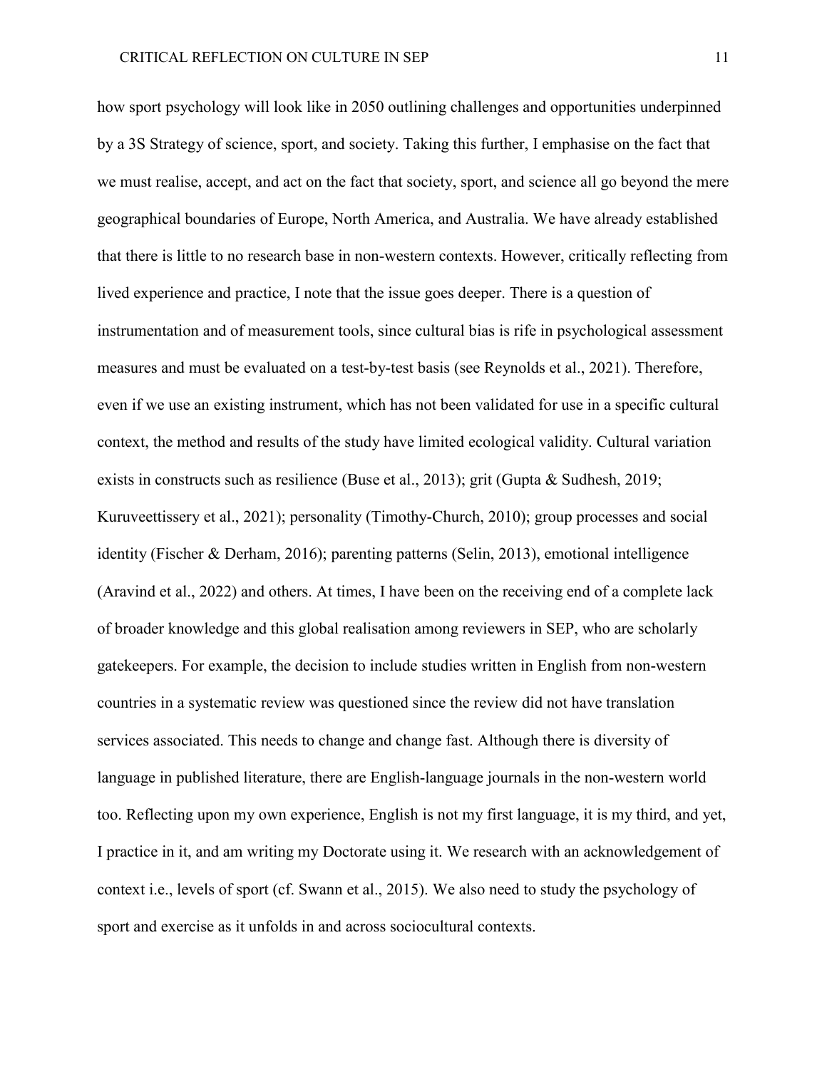how sport psychology will look like in 2050 outlining challenges and opportunities underpinned by a 3S Strategy of science, sport, and society. Taking this further, I emphasise on the fact that we must realise, accept, and act on the fact that society, sport, and science all go beyond the mere geographical boundaries of Europe, North America, and Australia. We have already established that there is little to no research base in non-western contexts. However, critically reflecting from lived experience and practice, I note that the issue goes deeper. There is a question of instrumentation and of measurement tools, since cultural bias is rife in psychological assessment measures and must be evaluated on a test-by-test basis (see Reynolds et al., 2021). Therefore, even if we use an existing instrument, which has not been validated for use in a specific cultural context, the method and results of the study have limited ecological validity. Cultural variation exists in constructs such as resilience (Buse et al., 2013); grit (Gupta & Sudhesh, 2019; Kuruveettissery et al., 2021); personality (Timothy-Church, 2010); group processes and social identity (Fischer & Derham, 2016); parenting patterns (Selin, 2013), emotional intelligence (Aravind et al., 2022) and others. At times, I have been on the receiving end of a complete lack of broader knowledge and this global realisation among reviewers in SEP, who are scholarly gatekeepers. For example, the decision to include studies written in English from non-western countries in a systematic review was questioned since the review did not have translation services associated. This needs to change and change fast. Although there is diversity of language in published literature, there are English-language journals in the non-western world too. Reflecting upon my own experience, English is not my first language, it is my third, and yet, I practice in it, and am writing my Doctorate using it. We research with an acknowledgement of context i.e., levels of sport (cf. Swann et al., 2015). We also need to study the psychology of sport and exercise as it unfolds in and across sociocultural contexts.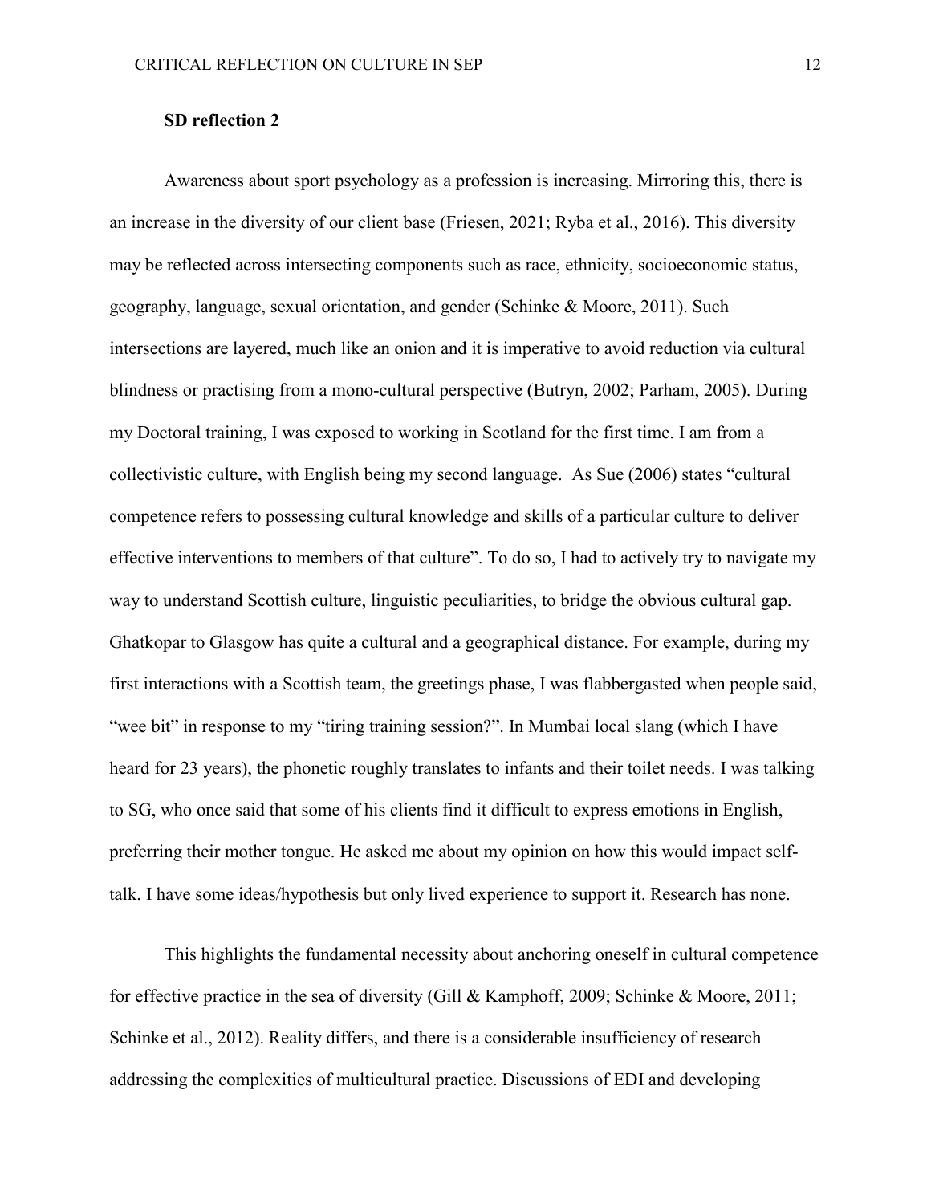**SD reflection 2**

Awareness about sport psychology as a profession is increasing. Mirroring this, there is an increase in the diversity of our client base (Friesen, 2021; Ryba et al., 2016). This diversity may be reflected across intersecting components such as race, ethnicity, socioeconomic status, geography, language, sexual orientation, and gender (Schinke & Moore, 2011). Such intersections are layered, much like an onion and it is imperative to avoid reduction via cultural blindness or practising from a mono-cultural perspective (Butryn, 2002; Parham, 2005). During my Doctoral training, I was exposed to working in Scotland for the first time. I am from a collectivistic culture, with English being my second language. As Sue (2006) states "cultural competence refers to possessing cultural knowledge and skills of a particular culture to deliver effective interventions to members of that culture". To do so, I had to actively try to navigate my way to understand Scottish culture, linguistic peculiarities, to bridge the obvious cultural gap. Ghatkopar to Glasgow has quite a cultural and a geographical distance. For example, during my first interactions with a Scottish team, the greetings phase, I was flabbergasted when people said, "wee bit" in response to my "tiring training session?". In Mumbai local slang (which I have heard for 23 years), the phonetic roughly translates to infants and their toilet needs. I was talking to SG, who once said that some of his clients find it difficult to express emotions in English, preferring their mother tongue. He asked me about my opinion on how this would impact self-talk. I have some ideas/hypothesis but only lived experience to support it. Research has none.

This highlights the fundamental necessity about anchoring oneself in cultural competence for effective practice in the sea of diversity (Gill & Kamphoff, 2009; Schinke & Moore, 2011; Schinke et al., 2012). Reality differs, and there is a considerable insufficiency of research addressing the complexities of multicultural practice. Discussions of EDI and developing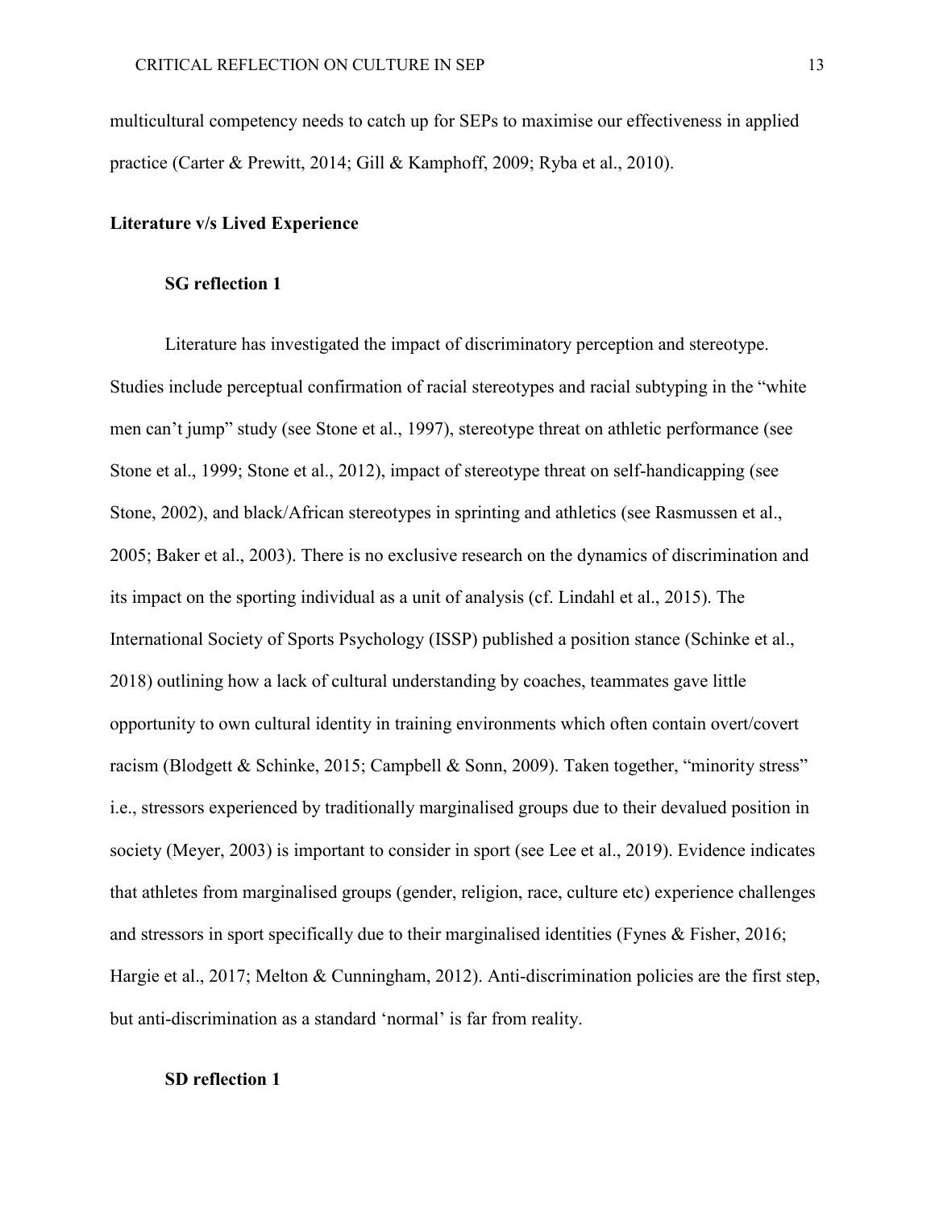multicultural competency needs to catch up for SEPs to maximise our effectiveness in applied practice (Carter & Prewitt, 2014; Gill & Kamphoff, 2009; Ryba et al., 2010).

## Literature v/s Lived Experience

### SG reflection 1

Literature has investigated the impact of discriminatory perception and stereotype. Studies include perceptual confirmation of racial stereotypes and racial subtyping in the "white men can't jump" study (see Stone et al., 1997), stereotype threat on athletic performance (see Stone et al., 1999; Stone et al., 2012), impact of stereotype threat on self-handicapping (see Stone, 2002), and black/African stereotypes in sprinting and athletics (see Rasmussen et al., 2005; Baker et al., 2003). There is no exclusive research on the dynamics of discrimination and its impact on the sporting individual as a unit of analysis (cf. Lindahl et al., 2015). The International Society of Sports Psychology (ISSP) published a position stance (Schinke et al., 2018) outlining how a lack of cultural understanding by coaches, teammates gave little opportunity to own cultural identity in training environments which often contain overt/covert racism (Blodgett & Schinke, 2015; Campbell & Sonn, 2009). Taken together, "minority stress" i.e., stressors experienced by traditionally marginalised groups due to their devalued position in society (Meyer, 2003) is important to consider in sport (see Lee et al., 2019). Evidence indicates that athletes from marginalised groups (gender, religion, race, culture etc) experience challenges and stressors in sport specifically due to their marginalised identities (Fynes & Fisher, 2016; Hargie et al., 2017; Melton & Cunningham, 2012). Anti-discrimination policies are the first step, but anti-discrimination as a standard 'normal' is far from reality.

### SD reflection 1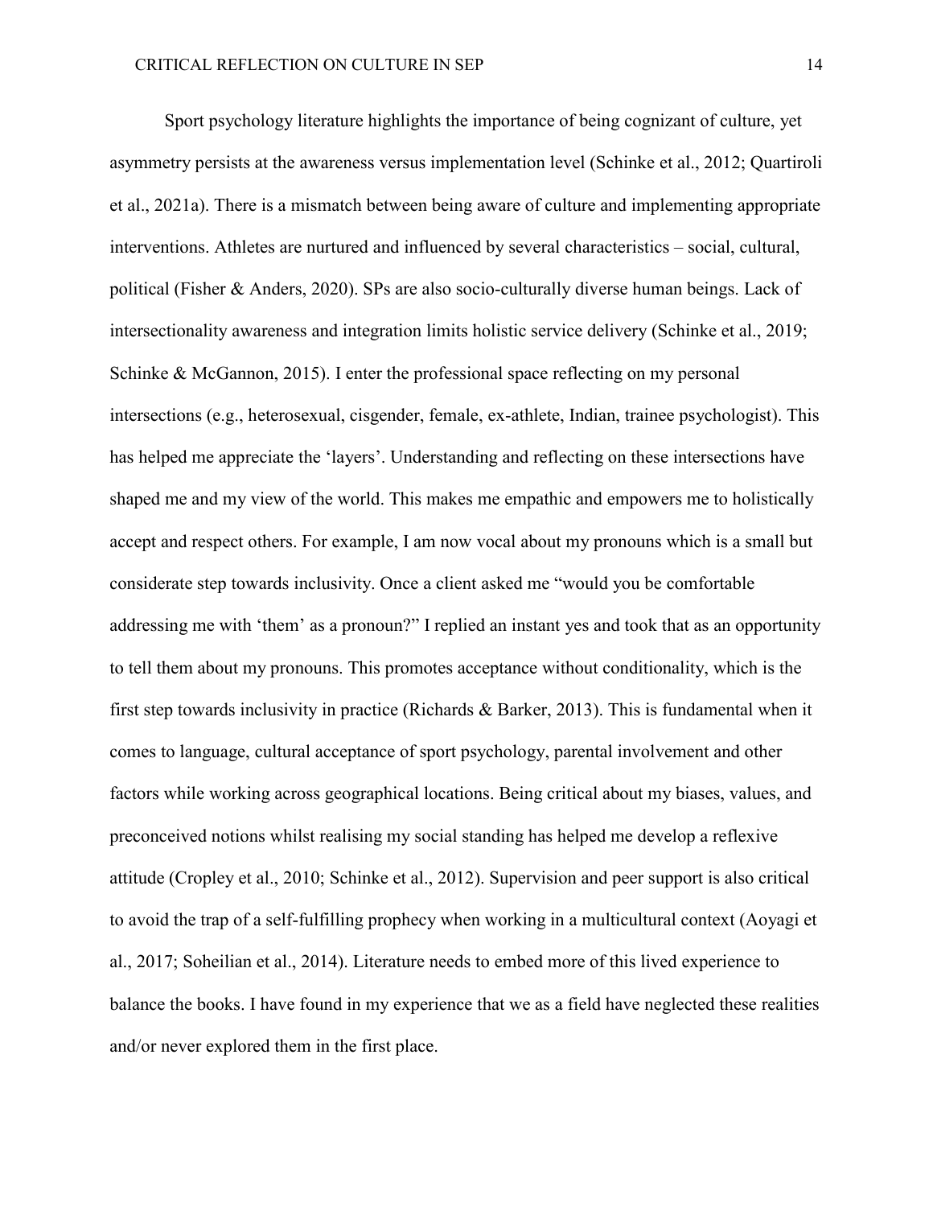Sport psychology literature highlights the importance of being cognizant of culture, yet asymmetry persists at the awareness versus implementation level (Schinke et al., 2012; Quartiroli et al., 2021a). There is a mismatch between being aware of culture and implementing appropriate interventions. Athletes are nurtured and influenced by several characteristics – social, cultural, political (Fisher & Anders, 2020). SPs are also socio-culturally diverse human beings. Lack of intersectionality awareness and integration limits holistic service delivery (Schinke et al., 2019; Schinke & McGannon, 2015). I enter the professional space reflecting on my personal intersections (e.g., heterosexual, cisgender, female, ex-athlete, Indian, trainee psychologist). This has helped me appreciate the 'layers'. Understanding and reflecting on these intersections have shaped me and my view of the world. This makes me empathic and empowers me to holistically accept and respect others. For example, I am now vocal about my pronouns which is a small but considerate step towards inclusivity. Once a client asked me "would you be comfortable addressing me with 'them' as a pronoun?" I replied an instant yes and took that as an opportunity to tell them about my pronouns. This promotes acceptance without conditionality, which is the first step towards inclusivity in practice (Richards & Barker, 2013). This is fundamental when it comes to language, cultural acceptance of sport psychology, parental involvement and other factors while working across geographical locations. Being critical about my biases, values, and preconceived notions whilst realising my social standing has helped me develop a reflexive attitude (Cropley et al., 2010; Schinke et al., 2012). Supervision and peer support is also critical to avoid the trap of a self-fulfilling prophecy when working in a multicultural context (Aoyagi et al., 2017; Soheilian et al., 2014). Literature needs to embed more of this lived experience to balance the books. I have found in my experience that we as a field have neglected these realities and/or never explored them in the first place.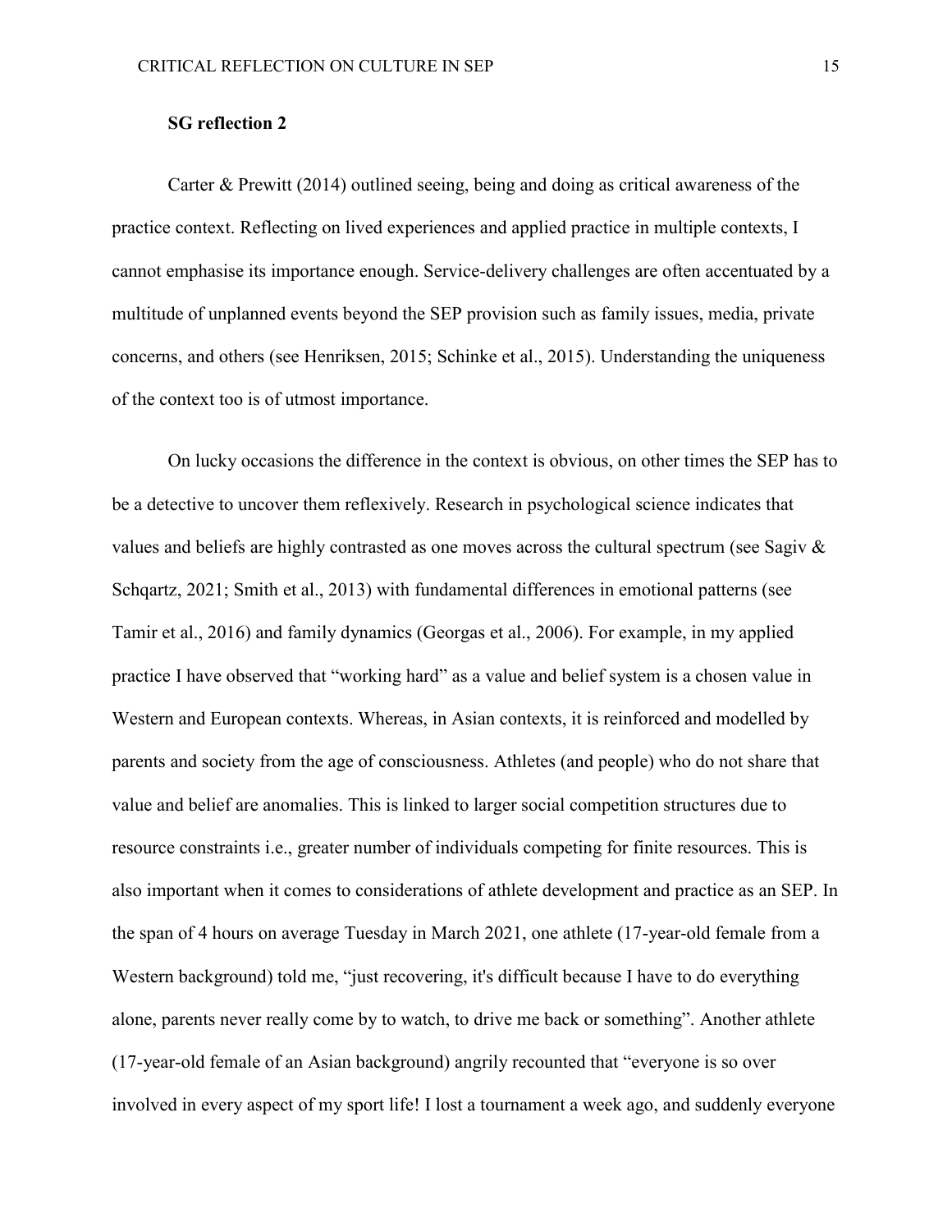**SG reflection 2**

Carter & Prewitt (2014) outlined seeing, being and doing as critical awareness of the practice context. Reflecting on lived experiences and applied practice in multiple contexts, I cannot emphasise its importance enough. Service-delivery challenges are often accentuated by a multitude of unplanned events beyond the SEP provision such as family issues, media, private concerns, and others (see Henriksen, 2015; Schinke et al., 2015). Understanding the uniqueness of the context too is of utmost importance.

On lucky occasions the difference in the context is obvious, on other times the SEP has to be a detective to uncover them reflexively. Research in psychological science indicates that values and beliefs are highly contrasted as one moves across the cultural spectrum (see Sagiv & Schqartz, 2021; Smith et al., 2013) with fundamental differences in emotional patterns (see Tamir et al., 2016) and family dynamics (Georgas et al., 2006). For example, in my applied practice I have observed that "working hard" as a value and belief system is a chosen value in Western and European contexts. Whereas, in Asian contexts, it is reinforced and modelled by parents and society from the age of consciousness. Athletes (and people) who do not share that value and belief are anomalies. This is linked to larger social competition structures due to resource constraints i.e., greater number of individuals competing for finite resources. This is also important when it comes to considerations of athlete development and practice as an SEP. In the span of 4 hours on average Tuesday in March 2021, one athlete (17-year-old female from a Western background) told me, "just recovering, it's difficult because I have to do everything alone, parents never really come by to watch, to drive me back or something". Another athlete (17-year-old female of an Asian background) angrily recounted that "everyone is so over involved in every aspect of my sport life! I lost a tournament a week ago, and suddenly everyone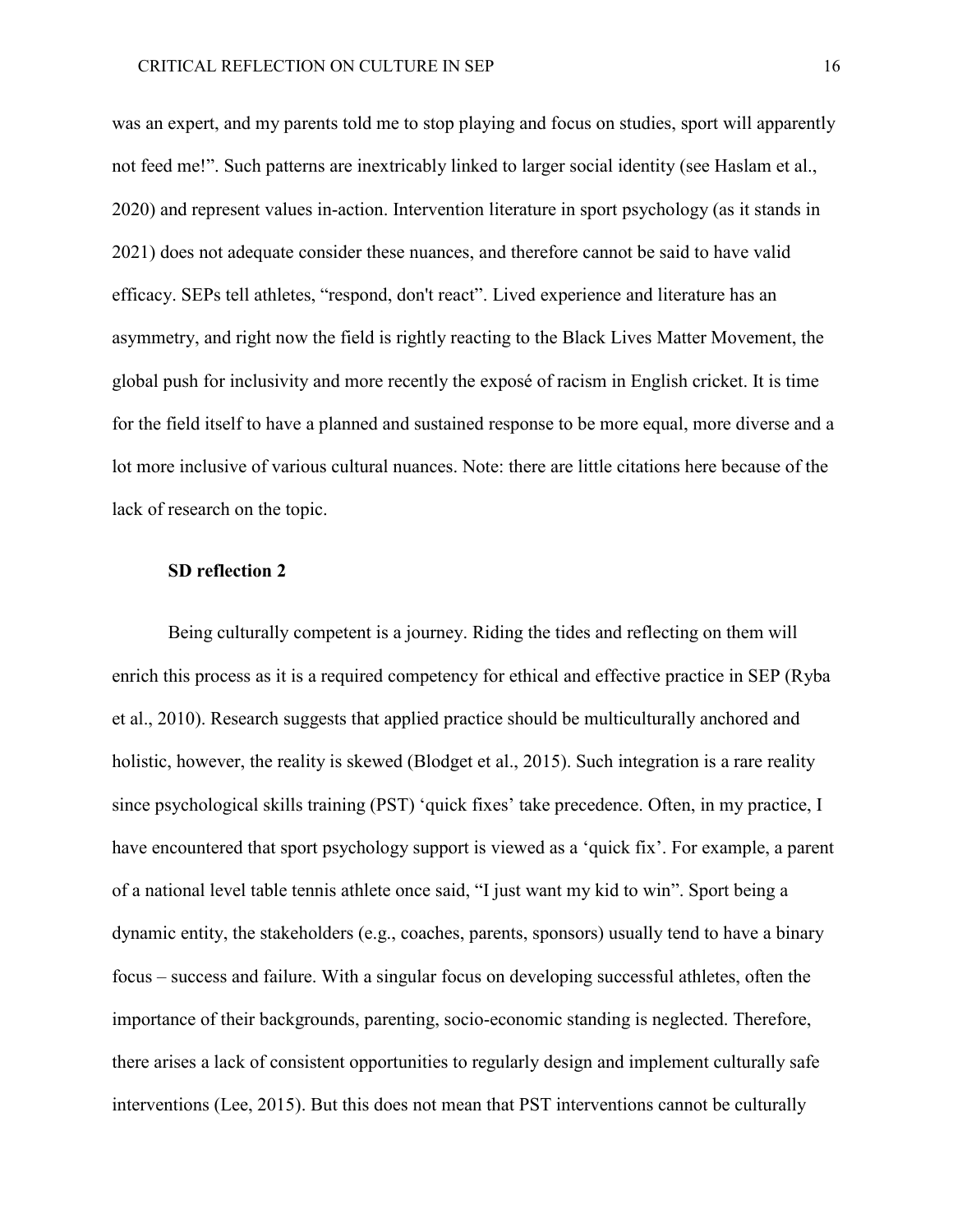was an expert, and my parents told me to stop playing and focus on studies, sport will apparently not feed me!". Such patterns are inextricably linked to larger social identity (see Haslam et al., 2020) and represent values in-action. Intervention literature in sport psychology (as it stands in 2021) does not adequate consider these nuances, and therefore cannot be said to have valid efficacy. SEPs tell athletes, "respond, don't react". Lived experience and literature has an asymmetry, and right now the field is rightly reacting to the Black Lives Matter Movement, the global push for inclusivity and more recently the exposé of racism in English cricket. It is time for the field itself to have a planned and sustained response to be more equal, more diverse and a lot more inclusive of various cultural nuances. Note: there are little citations here because of the lack of research on the topic.

**SD reflection 2**

Being culturally competent is a journey. Riding the tides and reflecting on them will enrich this process as it is a required competency for ethical and effective practice in SEP (Ryba et al., 2010). Research suggests that applied practice should be multiculturally anchored and holistic, however, the reality is skewed (Blodget et al., 2015). Such integration is a rare reality since psychological skills training (PST) 'quick fixes' take precedence. Often, in my practice, I have encountered that sport psychology support is viewed as a 'quick fix'. For example, a parent of a national level table tennis athlete once said, "I just want my kid to win". Sport being a dynamic entity, the stakeholders (e.g., coaches, parents, sponsors) usually tend to have a binary focus – success and failure. With a singular focus on developing successful athletes, often the importance of their backgrounds, parenting, socio-economic standing is neglected. Therefore, there arises a lack of consistent opportunities to regularly design and implement culturally safe interventions (Lee, 2015). But this does not mean that PST interventions cannot be culturally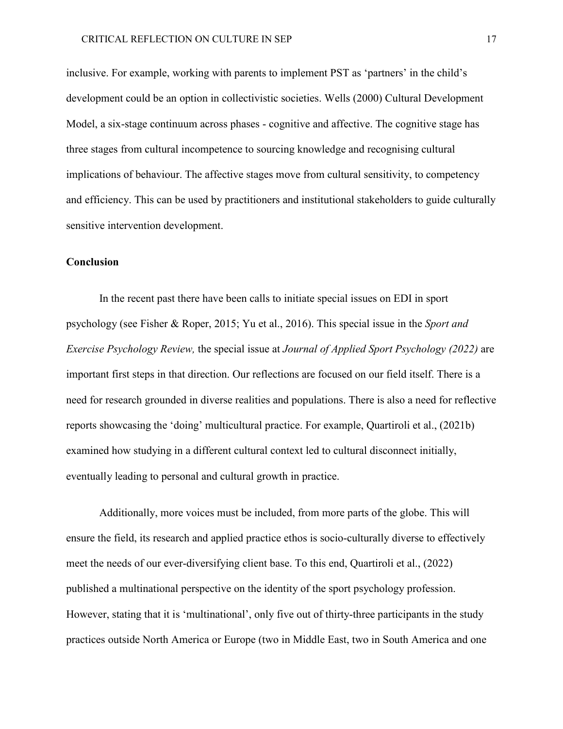inclusive. For example, working with parents to implement PST as 'partners' in the child's development could be an option in collectivistic societies. Wells (2000) Cultural Development Model, a six-stage continuum across phases - cognitive and affective. The cognitive stage has three stages from cultural incompetence to sourcing knowledge and recognising cultural implications of behaviour. The affective stages move from cultural sensitivity, to competency and efficiency. This can be used by practitioners and institutional stakeholders to guide culturally sensitive intervention development.

## Conclusion

In the recent past there have been calls to initiate special issues on EDI in sport psychology (see Fisher & Roper, 2015; Yu et al., 2016). This special issue in the *Sport and Exercise Psychology Review,* the special issue at *Journal of Applied Sport Psychology (2022)* are important first steps in that direction. Our reflections are focused on our field itself. There is a need for research grounded in diverse realities and populations. There is also a need for reflective reports showcasing the 'doing' multicultural practice. For example, Quartiroli et al., (2021b) examined how studying in a different cultural context led to cultural disconnect initially, eventually leading to personal and cultural growth in practice.

Additionally, more voices must be included, from more parts of the globe. This will ensure the field, its research and applied practice ethos is socio-culturally diverse to effectively meet the needs of our ever-diversifying client base. To this end, Quartiroli et al., (2022) published a multinational perspective on the identity of the sport psychology profession. However, stating that it is 'multinational', only five out of thirty-three participants in the study practices outside North America or Europe (two in Middle East, two in South America and one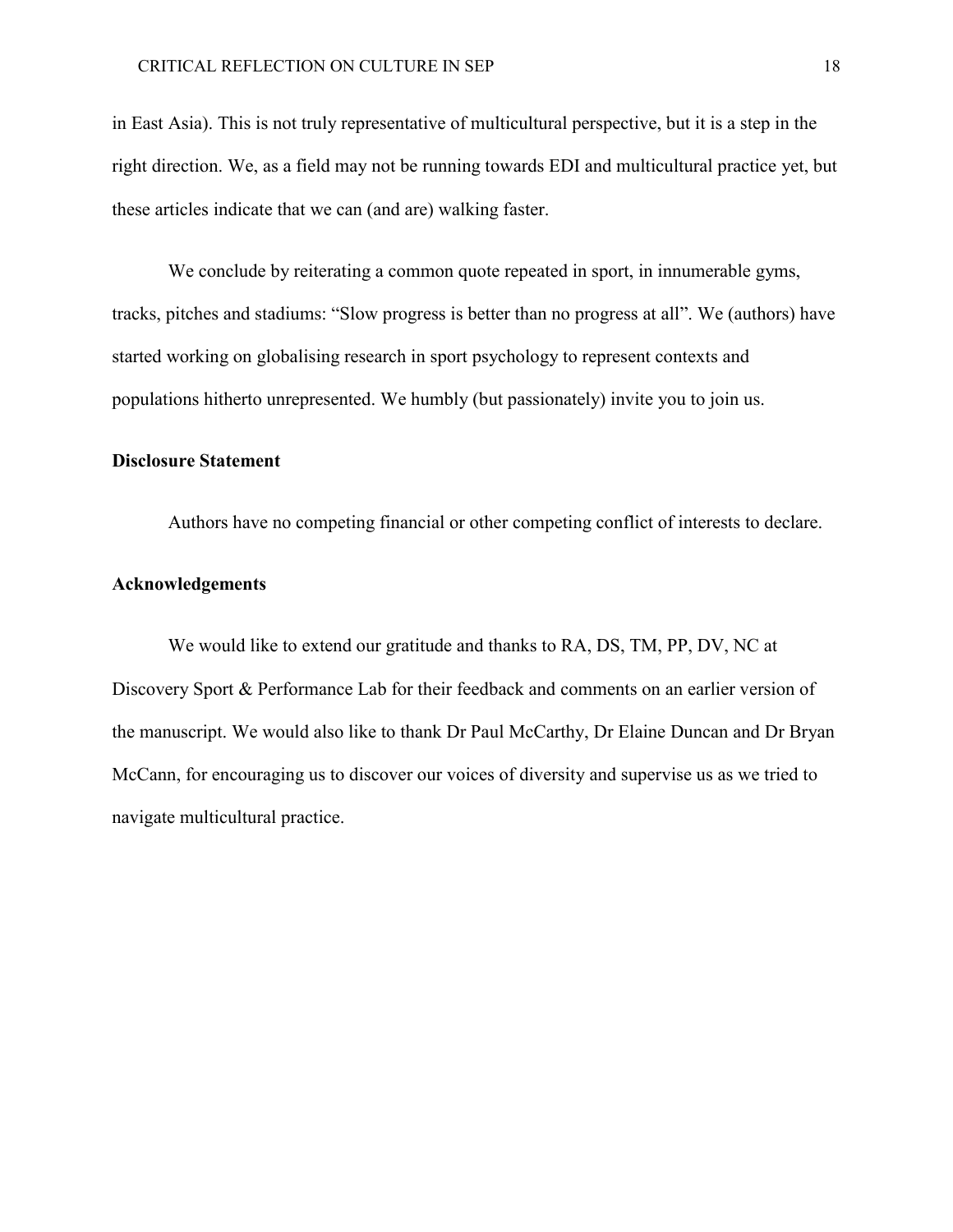in East Asia). This is not truly representative of multicultural perspective, but it is a step in the right direction. We, as a field may not be running towards EDI and multicultural practice yet, but these articles indicate that we can (and are) walking faster.

We conclude by reiterating a common quote repeated in sport, in innumerable gyms, tracks, pitches and stadiums: "Slow progress is better than no progress at all". We (authors) have started working on globalising research in sport psychology to represent contexts and populations hitherto unrepresented. We humbly (but passionately) invite you to join us.

**Disclosure Statement**

Authors have no competing financial or other competing conflict of interests to declare.

**Acknowledgements**

We would like to extend our gratitude and thanks to RA, DS, TM, PP, DV, NC at Discovery Sport & Performance Lab for their feedback and comments on an earlier version of the manuscript. We would also like to thank Dr Paul McCarthy, Dr Elaine Duncan and Dr Bryan McCann, for encouraging us to discover our voices of diversity and supervise us as we tried to navigate multicultural practice.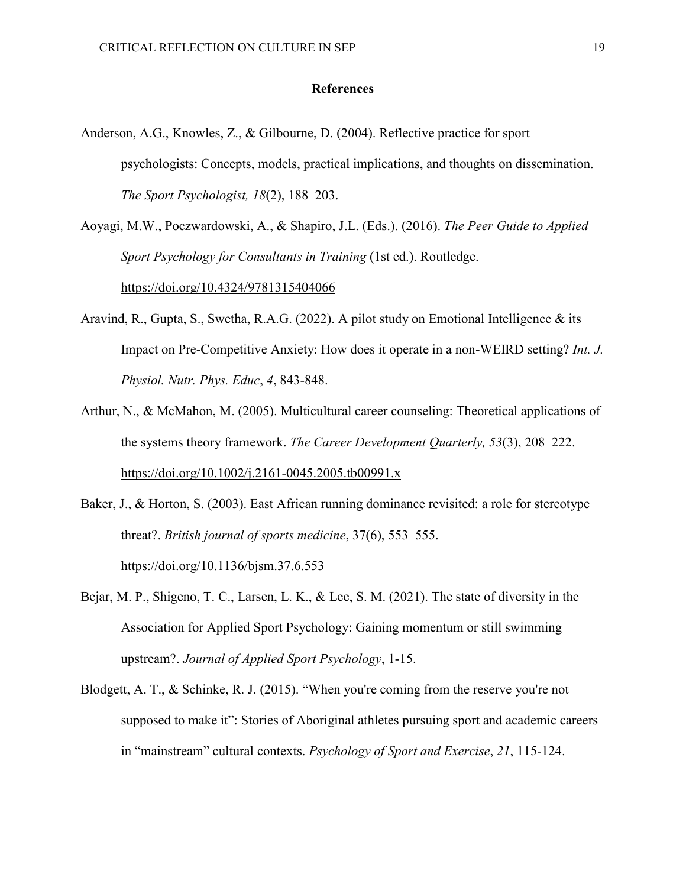## References

Anderson, A.G., Knowles, Z., & Gilbourne, D. (2004). Reflective practice for sport psychologists: Concepts, models, practical implications, and thoughts on dissemination. *The Sport Psychologist, 18*(2), 188–203.

Aoyagi, M.W., Poczwardowski, A., & Shapiro, J.L. (Eds.). (2016). *The Peer Guide to Applied Sport Psychology for Consultants in Training* (1st ed.). Routledge. https://doi.org/10.4324/9781315404066

Aravind, R., Gupta, S., Swetha, R.A.G. (2022). A pilot study on Emotional Intelligence & its Impact on Pre-Competitive Anxiety: How does it operate in a non-WEIRD setting? *Int. J. Physiol. Nutr. Phys. Educ*, *4*, 843-848.

Arthur, N., & McMahon, M. (2005). Multicultural career counseling: Theoretical applications of the systems theory framework. *The Career Development Quarterly, 53*(3), 208–222. https://doi.org/10.1002/j.2161-0045.2005.tb00991.x

Baker, J., & Horton, S. (2003). East African running dominance revisited: a role for stereotype threat?. *British journal of sports medicine*, 37(6), 553–555. https://doi.org/10.1136/bjsm.37.6.553

Bejar, M. P., Shigeno, T. C., Larsen, L. K., & Lee, S. M. (2021). The state of diversity in the Association for Applied Sport Psychology: Gaining momentum or still swimming upstream?. *Journal of Applied Sport Psychology*, 1-15.

Blodgett, A. T., & Schinke, R. J. (2015). "When you're coming from the reserve you're not supposed to make it": Stories of Aboriginal athletes pursuing sport and academic careers in "mainstream" cultural contexts. *Psychology of Sport and Exercise*, *21*, 115-124.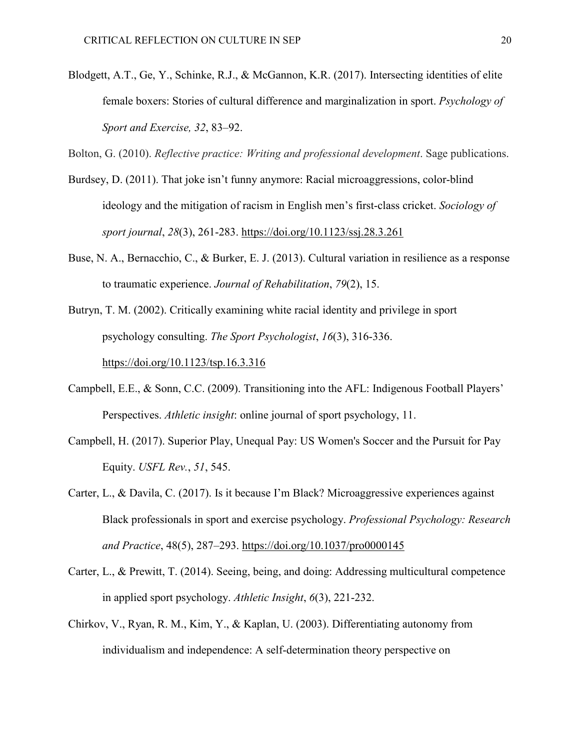Blodgett, A.T., Ge, Y., Schinke, R.J., & McGannon, K.R. (2017). Intersecting identities of elite female boxers: Stories of cultural difference and marginalization in sport. *Psychology of Sport and Exercise, 32*, 83–92.

Bolton, G. (2010). *Reflective practice: Writing and professional development*. Sage publications.

Burdsey, D. (2011). That joke isn't funny anymore: Racial microaggressions, color-blind ideology and the mitigation of racism in English men's first-class cricket. *Sociology of sport journal*, *28*(3), 261-283. https://doi.org/10.1123/ssj.28.3.261

Buse, N. A., Bernacchio, C., & Burker, E. J. (2013). Cultural variation in resilience as a response to traumatic experience. *Journal of Rehabilitation*, *79*(2), 15.

Butryn, T. M. (2002). Critically examining white racial identity and privilege in sport psychology consulting. *The Sport Psychologist*, *16*(3), 316-336. https://doi.org/10.1123/tsp.16.3.316

Campbell, E.E., & Sonn, C.C. (2009). Transitioning into the AFL: Indigenous Football Players' Perspectives. *Athletic insight*: online journal of sport psychology, 11.

Campbell, H. (2017). Superior Play, Unequal Pay: US Women's Soccer and the Pursuit for Pay Equity. *USFL Rev.*, *51*, 545.

Carter, L., & Davila, C. (2017). Is it because I'm Black? Microaggressive experiences against Black professionals in sport and exercise psychology. *Professional Psychology: Research and Practice*, 48(5), 287–293. https://doi.org/10.1037/pro0000145

Carter, L., & Prewitt, T. (2014). Seeing, being, and doing: Addressing multicultural competence in applied sport psychology. *Athletic Insight*, *6*(3), 221-232.

Chirkov, V., Ryan, R. M., Kim, Y., & Kaplan, U. (2003). Differentiating autonomy from individualism and independence: A self-determination theory perspective on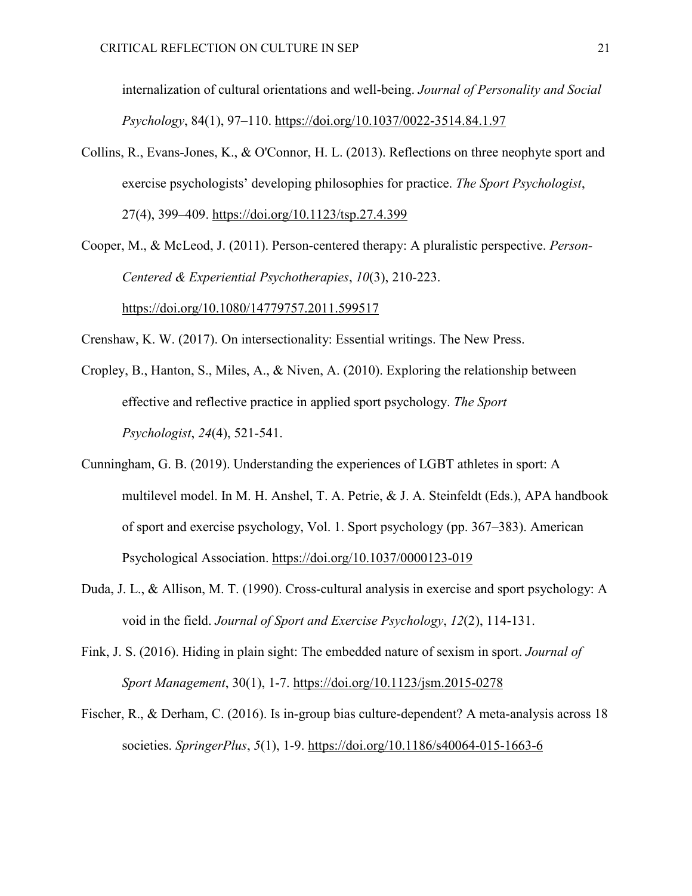internalization of cultural orientations and well-being. *Journal of Personality and Social Psychology*, 84(1), 97–110. https://doi.org/10.1037/0022-3514.84.1.97

Collins, R., Evans-Jones, K., & O'Connor, H. L. (2013). Reflections on three neophyte sport and exercise psychologists' developing philosophies for practice. *The Sport Psychologist*, 27(4), 399–409. https://doi.org/10.1123/tsp.27.4.399

Cooper, M., & McLeod, J. (2011). Person-centered therapy: A pluralistic perspective. *Person-Centered & Experiential Psychotherapies*, *10*(3), 210-223. https://doi.org/10.1080/14779757.2011.599517

Crenshaw, K. W. (2017). On intersectionality: Essential writings. The New Press.

Cropley, B., Hanton, S., Miles, A., & Niven, A. (2010). Exploring the relationship between effective and reflective practice in applied sport psychology. *The Sport Psychologist*, *24*(4), 521-541.

Cunningham, G. B. (2019). Understanding the experiences of LGBT athletes in sport: A multilevel model. In M. H. Anshel, T. A. Petrie, & J. A. Steinfeldt (Eds.), APA handbook of sport and exercise psychology, Vol. 1. Sport psychology (pp. 367–383). American Psychological Association. https://doi.org/10.1037/0000123-019

Duda, J. L., & Allison, M. T. (1990). Cross-cultural analysis in exercise and sport psychology: A void in the field. *Journal of Sport and Exercise Psychology*, *12*(2), 114-131.

Fink, J. S. (2016). Hiding in plain sight: The embedded nature of sexism in sport. *Journal of Sport Management*, 30(1), 1-7. https://doi.org/10.1123/jsm.2015-0278

Fischer, R., & Derham, C. (2016). Is in-group bias culture-dependent? A meta-analysis across 18 societies. *SpringerPlus*, *5*(1), 1-9. https://doi.org/10.1186/s40064-015-1663-6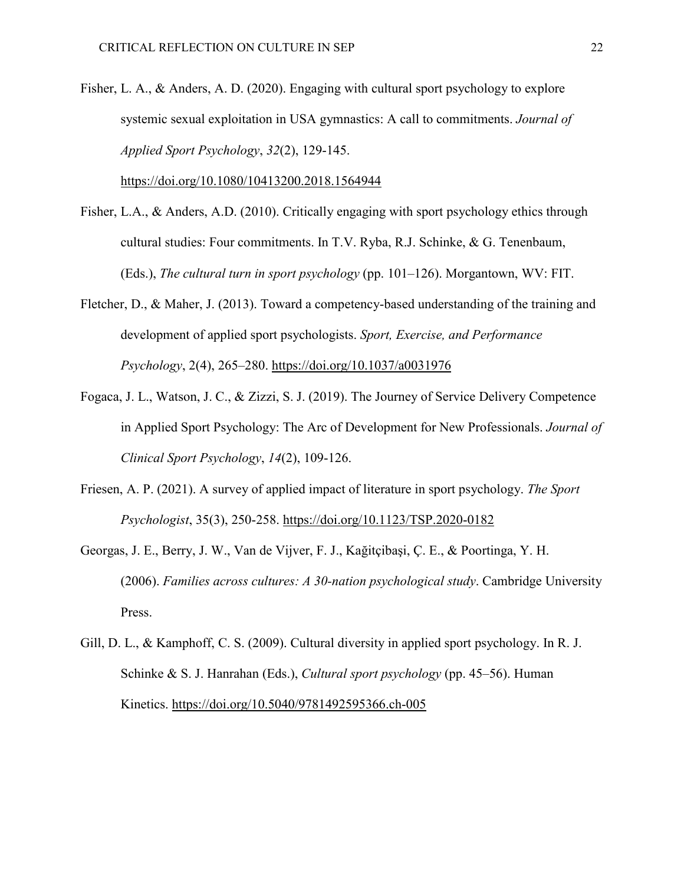Fisher, L. A., & Anders, A. D. (2020). Engaging with cultural sport psychology to explore systemic sexual exploitation in USA gymnastics: A call to commitments. *Journal of Applied Sport Psychology*, *32*(2), 129-145. https://doi.org/10.1080/10413200.2018.1564944

Fisher, L.A., & Anders, A.D. (2010). Critically engaging with sport psychology ethics through cultural studies: Four commitments. In T.V. Ryba, R.J. Schinke, & G. Tenenbaum, (Eds.), *The cultural turn in sport psychology* (pp. 101–126). Morgantown, WV: FIT.

Fletcher, D., & Maher, J. (2013). Toward a competency-based understanding of the training and development of applied sport psychologists. *Sport, Exercise, and Performance Psychology*, 2(4), 265–280. https://doi.org/10.1037/a0031976

Fogaca, J. L., Watson, J. C., & Zizzi, S. J. (2019). The Journey of Service Delivery Competence in Applied Sport Psychology: The Arc of Development for New Professionals. *Journal of Clinical Sport Psychology*, *14*(2), 109-126.

Friesen, A. P. (2021). A survey of applied impact of literature in sport psychology. *The Sport Psychologist*, 35(3), 250-258. https://doi.org/10.1123/TSP.2020-0182

Georgas, J. E., Berry, J. W., Van de Vijver, F. J., Kağitçibaşi, Ç. E., & Poortinga, Y. H. (2006). *Families across cultures: A 30-nation psychological study*. Cambridge University Press.

Gill, D. L., & Kamphoff, C. S. (2009). Cultural diversity in applied sport psychology. In R. J. Schinke & S. J. Hanrahan (Eds.), *Cultural sport psychology* (pp. 45–56). Human Kinetics. https://doi.org/10.5040/9781492595366.ch-005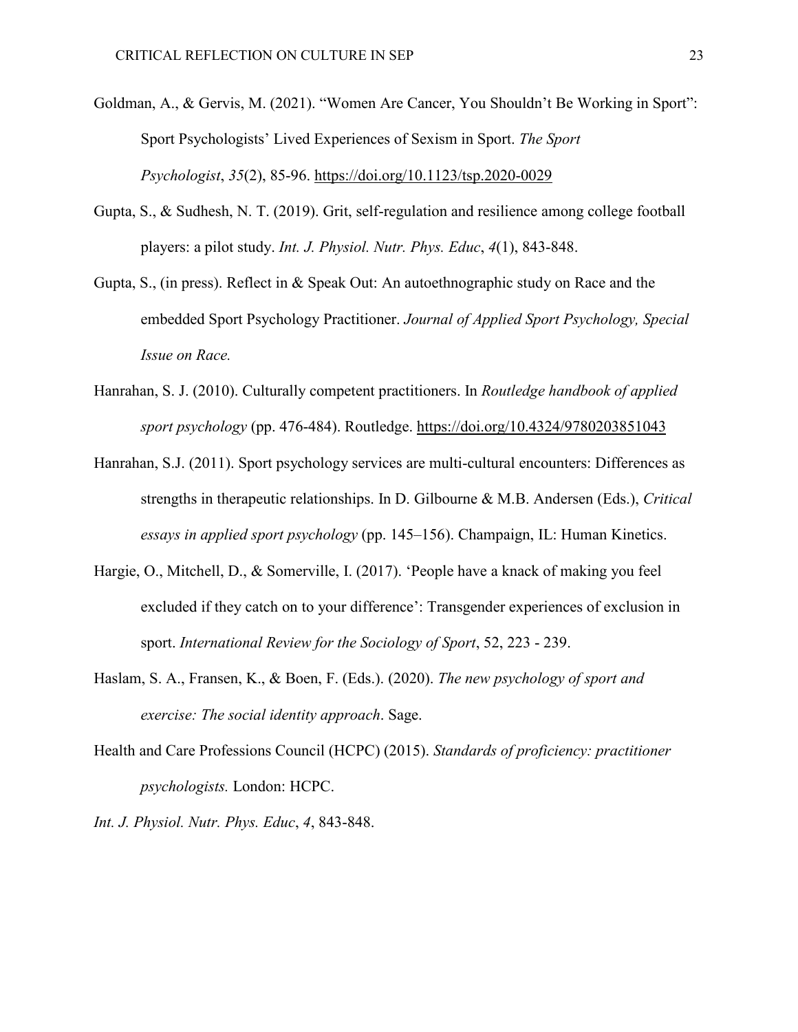Goldman, A., & Gervis, M. (2021). "Women Are Cancer, You Shouldn't Be Working in Sport": Sport Psychologists' Lived Experiences of Sexism in Sport. *The Sport Psychologist*, *35*(2), 85-96. https://doi.org/10.1123/tsp.2020-0029

Gupta, S., & Sudhesh, N. T. (2019). Grit, self-regulation and resilience among college football players: a pilot study. *Int. J. Physiol. Nutr. Phys. Educ*, *4*(1), 843-848.

Gupta, S., (in press). Reflect in & Speak Out: An autoethnographic study on Race and the embedded Sport Psychology Practitioner. *Journal of Applied Sport Psychology, Special Issue on Race.*

Hanrahan, S. J. (2010). Culturally competent practitioners. In *Routledge handbook of applied sport psychology* (pp. 476-484). Routledge. https://doi.org/10.4324/9780203851043

Hanrahan, S.J. (2011). Sport psychology services are multi-cultural encounters: Differences as strengths in therapeutic relationships. In D. Gilbourne & M.B. Andersen (Eds.), *Critical essays in applied sport psychology* (pp. 145–156). Champaign, IL: Human Kinetics.

Hargie, O., Mitchell, D., & Somerville, I. (2017). 'People have a knack of making you feel excluded if they catch on to your difference': Transgender experiences of exclusion in sport. *International Review for the Sociology of Sport*, 52, 223 - 239.

Haslam, S. A., Fransen, K., & Boen, F. (Eds.). (2020). *The new psychology of sport and exercise: The social identity approach*. Sage.

Health and Care Professions Council (HCPC) (2015). *Standards of proficiency: practitioner psychologists.* London: HCPC.

*Int. J. Physiol. Nutr. Phys. Educ*, *4*, 843-848.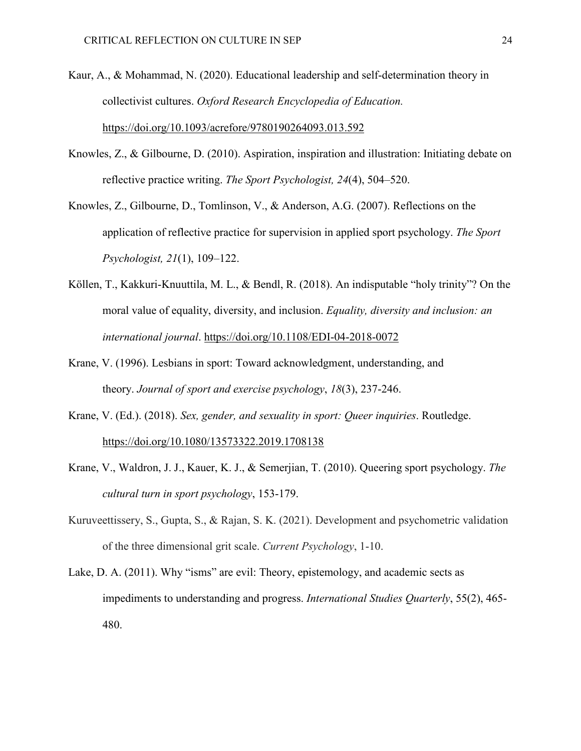Kaur, A., & Mohammad, N. (2020). Educational leadership and self-determination theory in collectivist cultures. *Oxford Research Encyclopedia of Education.* https://doi.org/10.1093/acrefore/9780190264093.013.592

Knowles, Z., & Gilbourne, D. (2010). Aspiration, inspiration and illustration: Initiating debate on reflective practice writing. *The Sport Psychologist, 24*(4), 504–520.

Knowles, Z., Gilbourne, D., Tomlinson, V., & Anderson, A.G. (2007). Reflections on the application of reflective practice for supervision in applied sport psychology. *The Sport Psychologist, 21*(1), 109–122.

Köllen, T., Kakkuri-Knuuttila, M. L., & Bendl, R. (2018). An indisputable "holy trinity"? On the moral value of equality, diversity, and inclusion. *Equality, diversity and inclusion: an international journal*. https://doi.org/10.1108/EDI-04-2018-0072

Krane, V. (1996). Lesbians in sport: Toward acknowledgment, understanding, and theory. *Journal of sport and exercise psychology*, *18*(3), 237-246.

Krane, V. (Ed.). (2018). *Sex, gender, and sexuality in sport: Queer inquiries*. Routledge. https://doi.org/10.1080/13573322.2019.1708138

Krane, V., Waldron, J. J., Kauer, K. J., & Semerjian, T. (2010). Queering sport psychology. *The cultural turn in sport psychology*, 153-179.

Kuruveettissery, S., Gupta, S., & Rajan, S. K. (2021). Development and psychometric validation of the three dimensional grit scale. *Current Psychology*, 1-10.

Lake, D. A. (2011). Why "isms" are evil: Theory, epistemology, and academic sects as impediments to understanding and progress. *International Studies Quarterly*, 55(2), 465-480.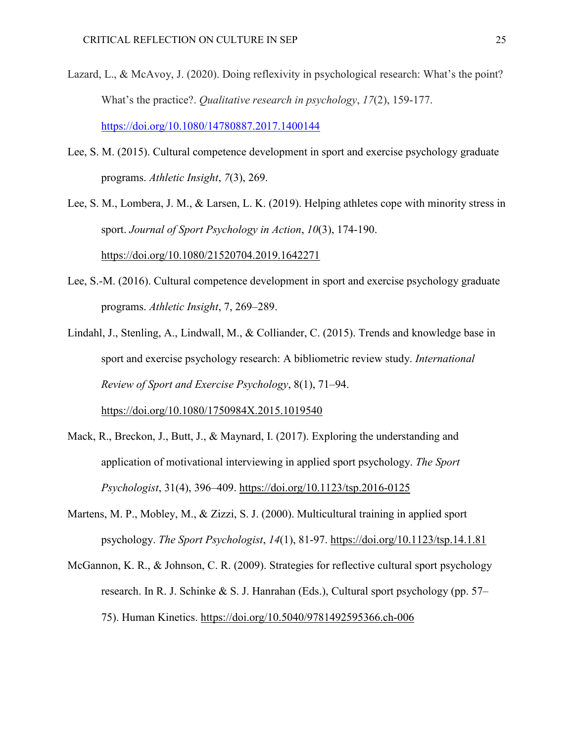Lazard, L., & McAvoy, J. (2020). Doing reflexivity in psychological research: What's the point? What's the practice?. *Qualitative research in psychology*, *17*(2), 159-177. https://doi.org/10.1080/14780887.2017.1400144

Lee, S. M. (2015). Cultural competence development in sport and exercise psychology graduate programs. *Athletic Insight*, *7*(3), 269.

Lee, S. M., Lombera, J. M., & Larsen, L. K. (2019). Helping athletes cope with minority stress in sport. *Journal of Sport Psychology in Action*, *10*(3), 174-190. https://doi.org/10.1080/21520704.2019.1642271

Lee, S.-M. (2016). Cultural competence development in sport and exercise psychology graduate programs. *Athletic Insight*, 7, 269–289.

Lindahl, J., Stenling, A., Lindwall, M., & Colliander, C. (2015). Trends and knowledge base in sport and exercise psychology research: A bibliometric review study. *International Review of Sport and Exercise Psychology*, 8(1), 71–94. https://doi.org/10.1080/1750984X.2015.1019540

Mack, R., Breckon, J., Butt, J., & Maynard, I. (2017). Exploring the understanding and application of motivational interviewing in applied sport psychology. *The Sport Psychologist*, 31(4), 396–409. https://doi.org/10.1123/tsp.2016-0125

Martens, M. P., Mobley, M., & Zizzi, S. J. (2000). Multicultural training in applied sport psychology. *The Sport Psychologist*, *14*(1), 81-97. https://doi.org/10.1123/tsp.14.1.81

McGannon, K. R., & Johnson, C. R. (2009). Strategies for reflective cultural sport psychology research. In R. J. Schinke & S. J. Hanrahan (Eds.), Cultural sport psychology (pp. 57–75). Human Kinetics. https://doi.org/10.5040/9781492595366.ch-006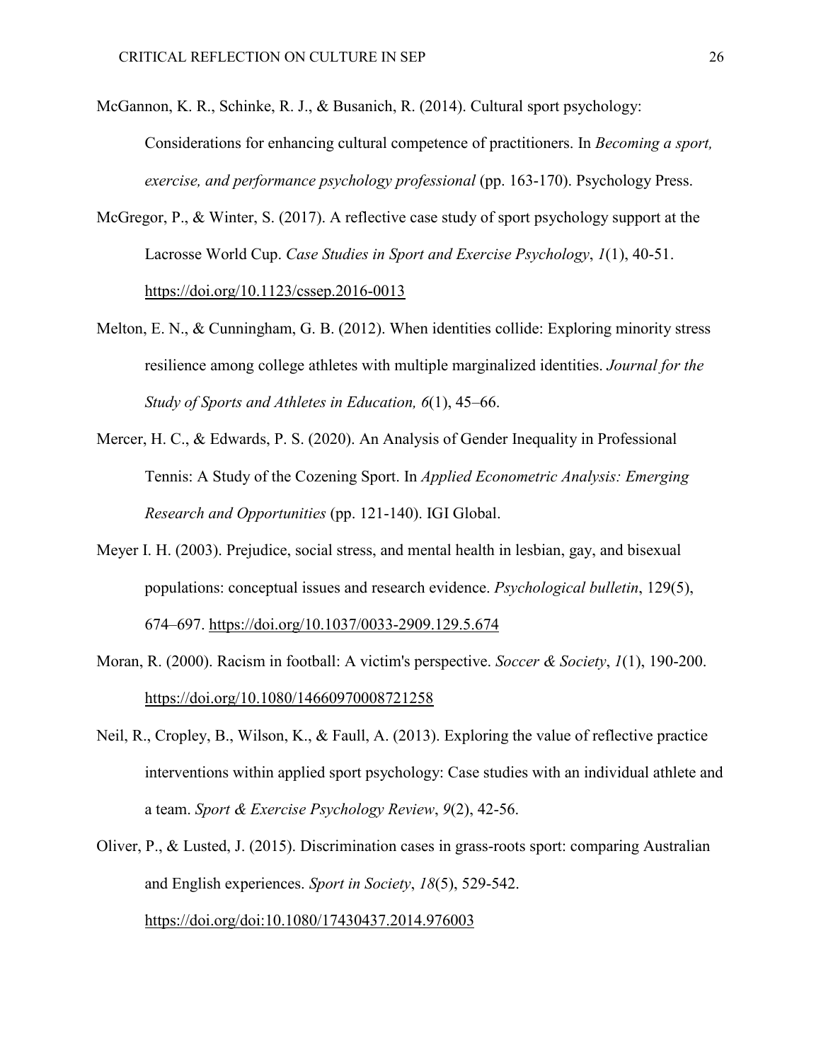McGannon, K. R., Schinke, R. J., & Busanich, R. (2014). Cultural sport psychology: Considerations for enhancing cultural competence of practitioners. In *Becoming a sport, exercise, and performance psychology professional* (pp. 163-170). Psychology Press.

McGregor, P., & Winter, S. (2017). A reflective case study of sport psychology support at the Lacrosse World Cup. *Case Studies in Sport and Exercise Psychology*, *1*(1), 40-51. https://doi.org/10.1123/cssep.2016-0013

Melton, E. N., & Cunningham, G. B. (2012). When identities collide: Exploring minority stress resilience among college athletes with multiple marginalized identities. *Journal for the Study of Sports and Athletes in Education, 6*(1), 45–66.

Mercer, H. C., & Edwards, P. S. (2020). An Analysis of Gender Inequality in Professional Tennis: A Study of the Cozening Sport. In *Applied Econometric Analysis: Emerging Research and Opportunities* (pp. 121-140). IGI Global.

Meyer I. H. (2003). Prejudice, social stress, and mental health in lesbian, gay, and bisexual populations: conceptual issues and research evidence. *Psychological bulletin*, 129(5), 674–697. https://doi.org/10.1037/0033-2909.129.5.674

Moran, R. (2000). Racism in football: A victim's perspective. *Soccer & Society*, *1*(1), 190-200. https://doi.org/10.1080/14660970008721258

Neil, R., Cropley, B., Wilson, K., & Faull, A. (2013). Exploring the value of reflective practice interventions within applied sport psychology: Case studies with an individual athlete and a team. *Sport & Exercise Psychology Review*, *9*(2), 42-56.

Oliver, P., & Lusted, J. (2015). Discrimination cases in grass-roots sport: comparing Australian and English experiences. *Sport in Society*, *18*(5), 529-542. https://doi.org/doi:10.1080/17430437.2014.976003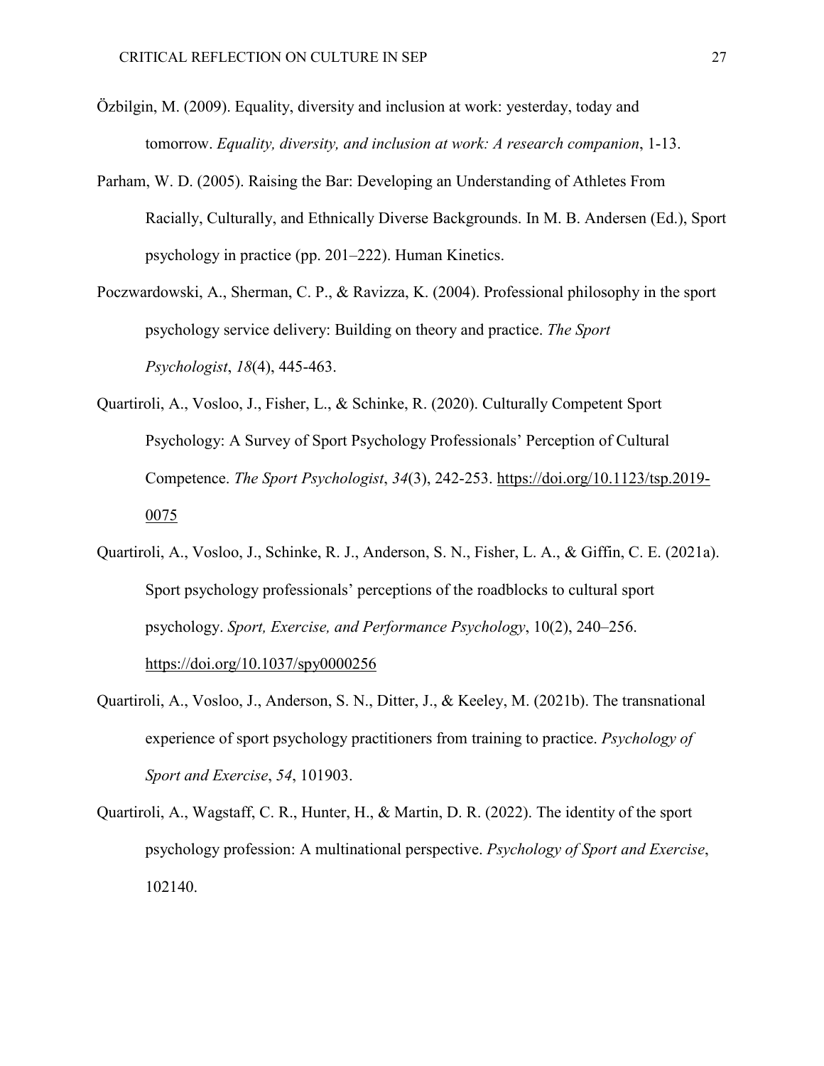Özbilgin, M. (2009). Equality, diversity and inclusion at work: yesterday, today and tomorrow. *Equality, diversity, and inclusion at work: A research companion*, 1-13.

Parham, W. D. (2005). Raising the Bar: Developing an Understanding of Athletes From Racially, Culturally, and Ethnically Diverse Backgrounds. In M. B. Andersen (Ed.), Sport psychology in practice (pp. 201–222). Human Kinetics.

Poczwardowski, A., Sherman, C. P., & Ravizza, K. (2004). Professional philosophy in the sport psychology service delivery: Building on theory and practice. *The Sport Psychologist*, *18*(4), 445-463.

Quartiroli, A., Vosloo, J., Fisher, L., & Schinke, R. (2020). Culturally Competent Sport Psychology: A Survey of Sport Psychology Professionals' Perception of Cultural Competence. *The Sport Psychologist*, *34*(3), 242-253. https://doi.org/10.1123/tsp.2019-0075

Quartiroli, A., Vosloo, J., Schinke, R. J., Anderson, S. N., Fisher, L. A., & Giffin, C. E. (2021a). Sport psychology professionals' perceptions of the roadblocks to cultural sport psychology. *Sport, Exercise, and Performance Psychology*, 10(2), 240–256. https://doi.org/10.1037/spy0000256

Quartiroli, A., Vosloo, J., Anderson, S. N., Ditter, J., & Keeley, M. (2021b). The transnational experience of sport psychology practitioners from training to practice. *Psychology of Sport and Exercise*, *54*, 101903.

Quartiroli, A., Wagstaff, C. R., Hunter, H., & Martin, D. R. (2022). The identity of the sport psychology profession: A multinational perspective. *Psychology of Sport and Exercise*, 102140.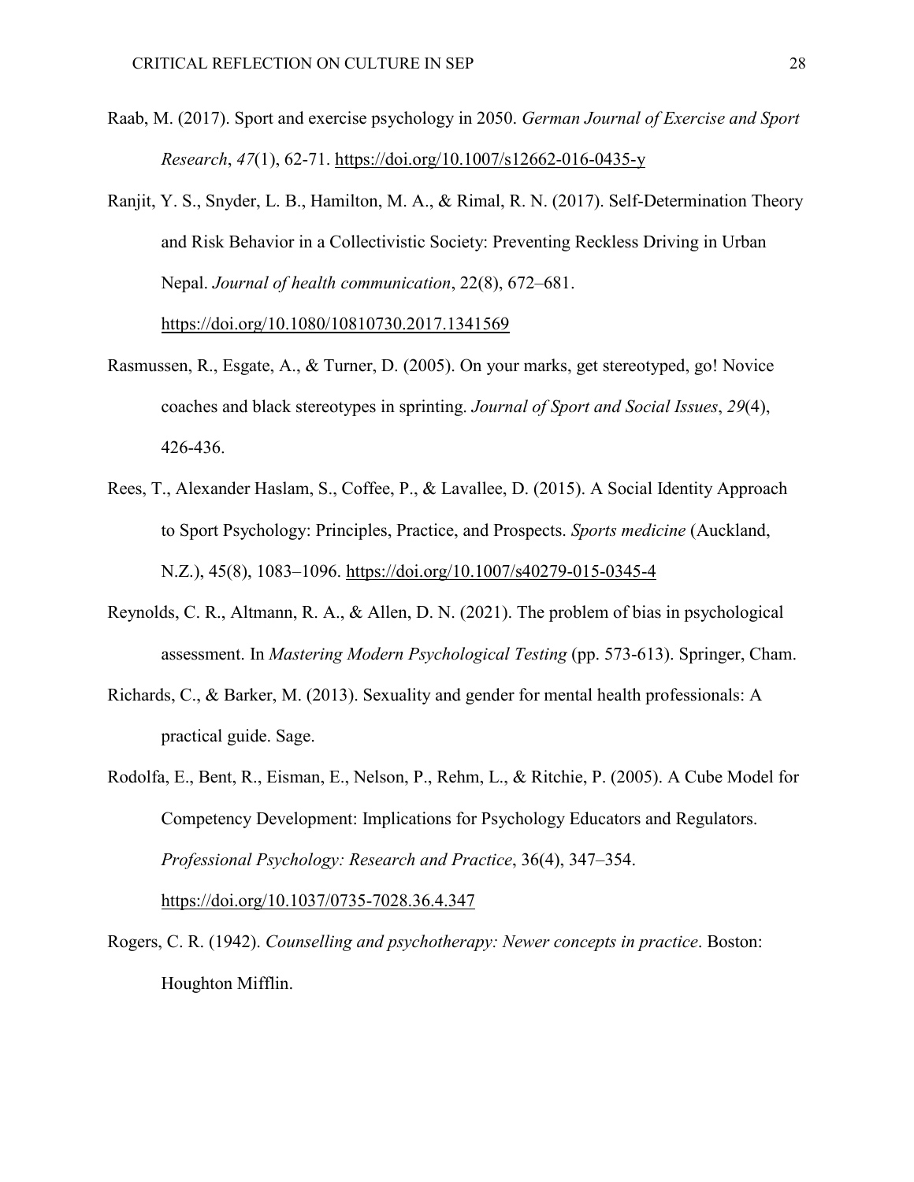Raab, M. (2017). Sport and exercise psychology in 2050. *German Journal of Exercise and Sport Research*, *47*(1), 62-71. https://doi.org/10.1007/s12662-016-0435-y

Ranjit, Y. S., Snyder, L. B., Hamilton, M. A., & Rimal, R. N. (2017). Self-Determination Theory and Risk Behavior in a Collectivistic Society: Preventing Reckless Driving in Urban Nepal. *Journal of health communication*, 22(8), 672–681. https://doi.org/10.1080/10810730.2017.1341569

Rasmussen, R., Esgate, A., & Turner, D. (2005). On your marks, get stereotyped, go! Novice coaches and black stereotypes in sprinting. *Journal of Sport and Social Issues*, *29*(4), 426-436.

Rees, T., Alexander Haslam, S., Coffee, P., & Lavallee, D. (2015). A Social Identity Approach to Sport Psychology: Principles, Practice, and Prospects. *Sports medicine* (Auckland, N.Z.), 45(8), 1083–1096. https://doi.org/10.1007/s40279-015-0345-4

Reynolds, C. R., Altmann, R. A., & Allen, D. N. (2021). The problem of bias in psychological assessment. In *Mastering Modern Psychological Testing* (pp. 573-613). Springer, Cham.

Richards, C., & Barker, M. (2013). Sexuality and gender for mental health professionals: A practical guide. Sage.

Rodolfa, E., Bent, R., Eisman, E., Nelson, P., Rehm, L., & Ritchie, P. (2005). A Cube Model for Competency Development: Implications for Psychology Educators and Regulators. *Professional Psychology: Research and Practice*, 36(4), 347–354. https://doi.org/10.1037/0735-7028.36.4.347

Rogers, C. R. (1942). *Counselling and psychotherapy: Newer concepts in practice*. Boston: Houghton Mifflin.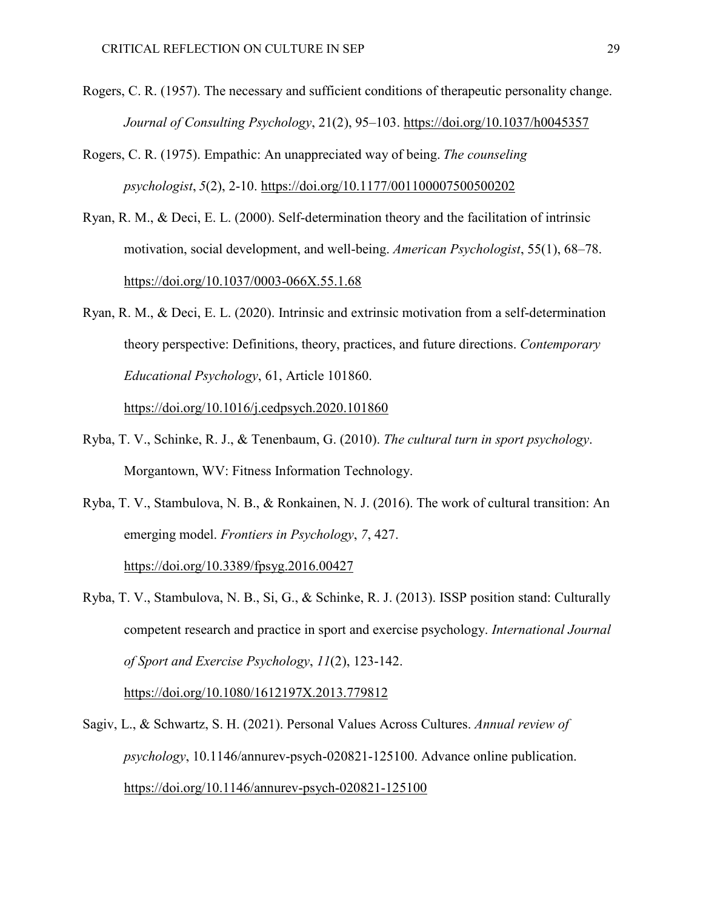Rogers, C. R. (1957). The necessary and sufficient conditions of therapeutic personality change. *Journal of Consulting Psychology*, 21(2), 95–103. https://doi.org/10.1037/h0045357

Rogers, C. R. (1975). Empathic: An unappreciated way of being. *The counseling psychologist*, *5*(2), 2-10. https://doi.org/10.1177/001100007500500202

Ryan, R. M., & Deci, E. L. (2000). Self-determination theory and the facilitation of intrinsic motivation, social development, and well-being. *American Psychologist*, 55(1), 68–78. https://doi.org/10.1037/0003-066X.55.1.68

Ryan, R. M., & Deci, E. L. (2020). Intrinsic and extrinsic motivation from a self-determination theory perspective: Definitions, theory, practices, and future directions. *Contemporary Educational Psychology*, 61, Article 101860. https://doi.org/10.1016/j.cedpsych.2020.101860

Ryba, T. V., Schinke, R. J., & Tenenbaum, G. (2010). *The cultural turn in sport psychology*. Morgantown, WV: Fitness Information Technology.

Ryba, T. V., Stambulova, N. B., & Ronkainen, N. J. (2016). The work of cultural transition: An emerging model. *Frontiers in Psychology*, *7*, 427. https://doi.org/10.3389/fpsyg.2016.00427

Ryba, T. V., Stambulova, N. B., Si, G., & Schinke, R. J. (2013). ISSP position stand: Culturally competent research and practice in sport and exercise psychology. *International Journal of Sport and Exercise Psychology*, *11*(2), 123-142. https://doi.org/10.1080/1612197X.2013.779812

Sagiv, L., & Schwartz, S. H. (2021). Personal Values Across Cultures. *Annual review of psychology*, 10.1146/annurev-psych-020821-125100. Advance online publication. https://doi.org/10.1146/annurev-psych-020821-125100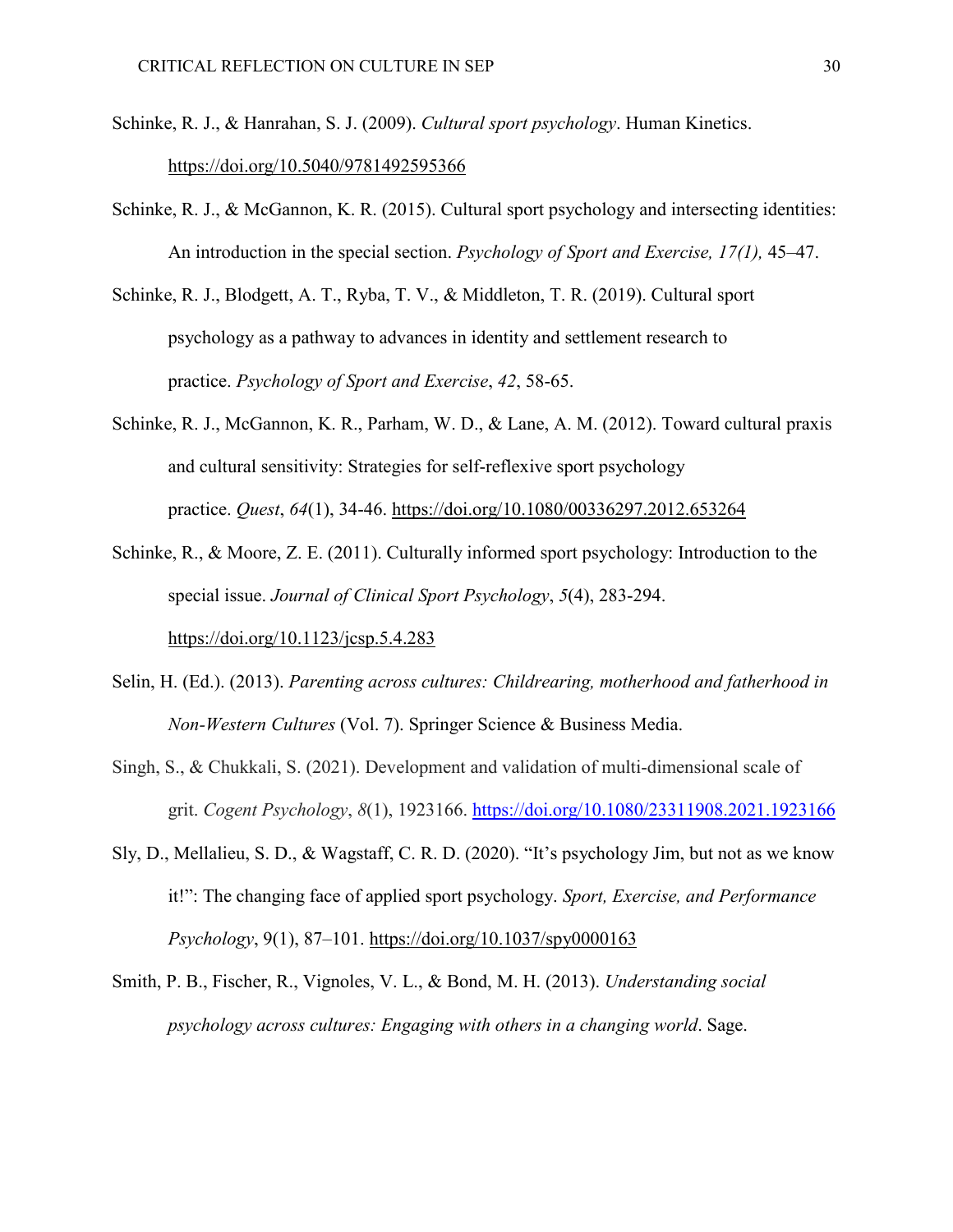Schinke, R. J., & Hanrahan, S. J. (2009). *Cultural sport psychology*. Human Kinetics. https://doi.org/10.5040/9781492595366

Schinke, R. J., & McGannon, K. R. (2015). Cultural sport psychology and intersecting identities: An introduction in the special section. *Psychology of Sport and Exercise, 17(1),* 45–47.

Schinke, R. J., Blodgett, A. T., Ryba, T. V., & Middleton, T. R. (2019). Cultural sport psychology as a pathway to advances in identity and settlement research to practice. *Psychology of Sport and Exercise*, *42*, 58-65.

Schinke, R. J., McGannon, K. R., Parham, W. D., & Lane, A. M. (2012). Toward cultural praxis and cultural sensitivity: Strategies for self-reflexive sport psychology practice. *Quest*, *64*(1), 34-46. https://doi.org/10.1080/00336297.2012.653264

Schinke, R., & Moore, Z. E. (2011). Culturally informed sport psychology: Introduction to the special issue. *Journal of Clinical Sport Psychology*, *5*(4), 283-294. https://doi.org/10.1123/jcsp.5.4.283

Selin, H. (Ed.). (2013). *Parenting across cultures: Childrearing, motherhood and fatherhood in Non-Western Cultures* (Vol. 7). Springer Science & Business Media.

Singh, S., & Chukkali, S. (2021). Development and validation of multi-dimensional scale of grit. *Cogent Psychology*, *8*(1), 1923166. https://doi.org/10.1080/23311908.2021.1923166

Sly, D., Mellalieu, S. D., & Wagstaff, C. R. D. (2020). "It's psychology Jim, but not as we know it!": The changing face of applied sport psychology. *Sport, Exercise, and Performance Psychology*, 9(1), 87–101. https://doi.org/10.1037/spy0000163

Smith, P. B., Fischer, R., Vignoles, V. L., & Bond, M. H. (2013). *Understanding social psychology across cultures: Engaging with others in a changing world*. Sage.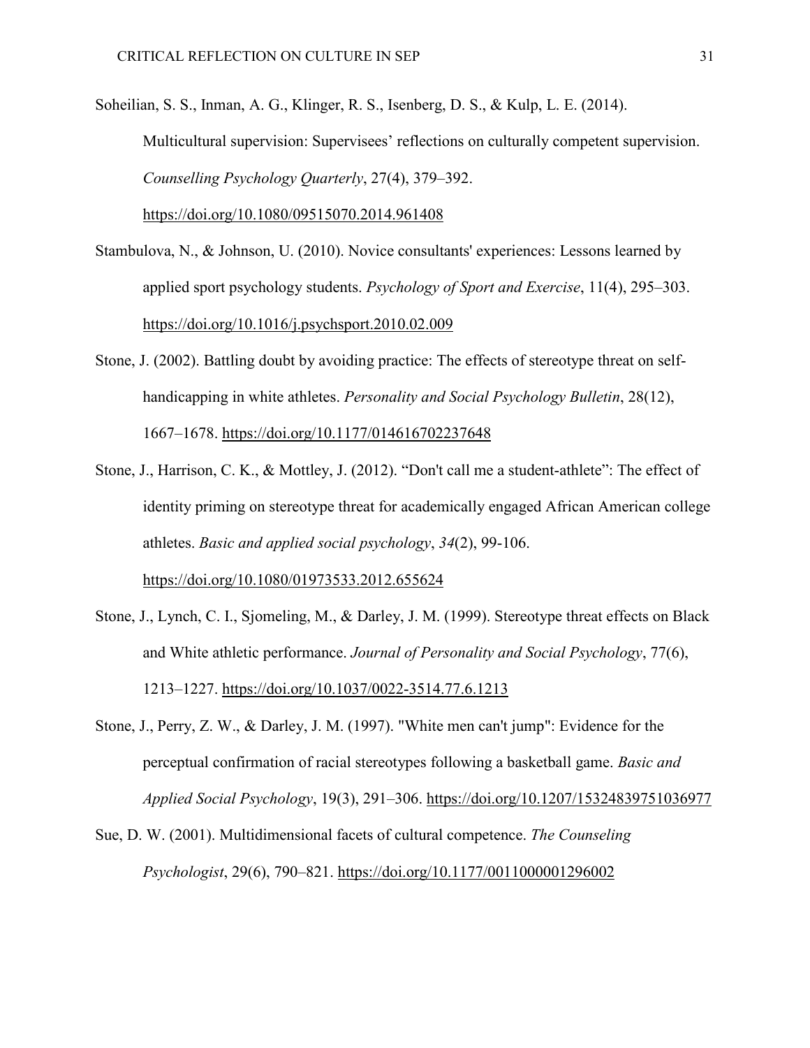Soheilian, S. S., Inman, A. G., Klinger, R. S., Isenberg, D. S., & Kulp, L. E. (2014). Multicultural supervision: Supervisees' reflections on culturally competent supervision. *Counselling Psychology Quarterly*, 27(4), 379–392. https://doi.org/10.1080/09515070.2014.961408

Stambulova, N., & Johnson, U. (2010). Novice consultants' experiences: Lessons learned by applied sport psychology students. *Psychology of Sport and Exercise*, 11(4), 295–303. https://doi.org/10.1016/j.psychsport.2010.02.009

Stone, J. (2002). Battling doubt by avoiding practice: The effects of stereotype threat on self-handicapping in white athletes. *Personality and Social Psychology Bulletin*, 28(12), 1667–1678. https://doi.org/10.1177/014616702237648

Stone, J., Harrison, C. K., & Mottley, J. (2012). "Don't call me a student-athlete": The effect of identity priming on stereotype threat for academically engaged African American college athletes. *Basic and applied social psychology*, *34*(2), 99-106. https://doi.org/10.1080/01973533.2012.655624

Stone, J., Lynch, C. I., Sjomeling, M., & Darley, J. M. (1999). Stereotype threat effects on Black and White athletic performance. *Journal of Personality and Social Psychology*, 77(6), 1213–1227. https://doi.org/10.1037/0022-3514.77.6.1213

Stone, J., Perry, Z. W., & Darley, J. M. (1997). "White men can't jump": Evidence for the perceptual confirmation of racial stereotypes following a basketball game. *Basic and Applied Social Psychology*, 19(3), 291–306. https://doi.org/10.1207/15324839751036977

Sue, D. W. (2001). Multidimensional facets of cultural competence. *The Counseling Psychologist*, 29(6), 790–821. https://doi.org/10.1177/0011000001296002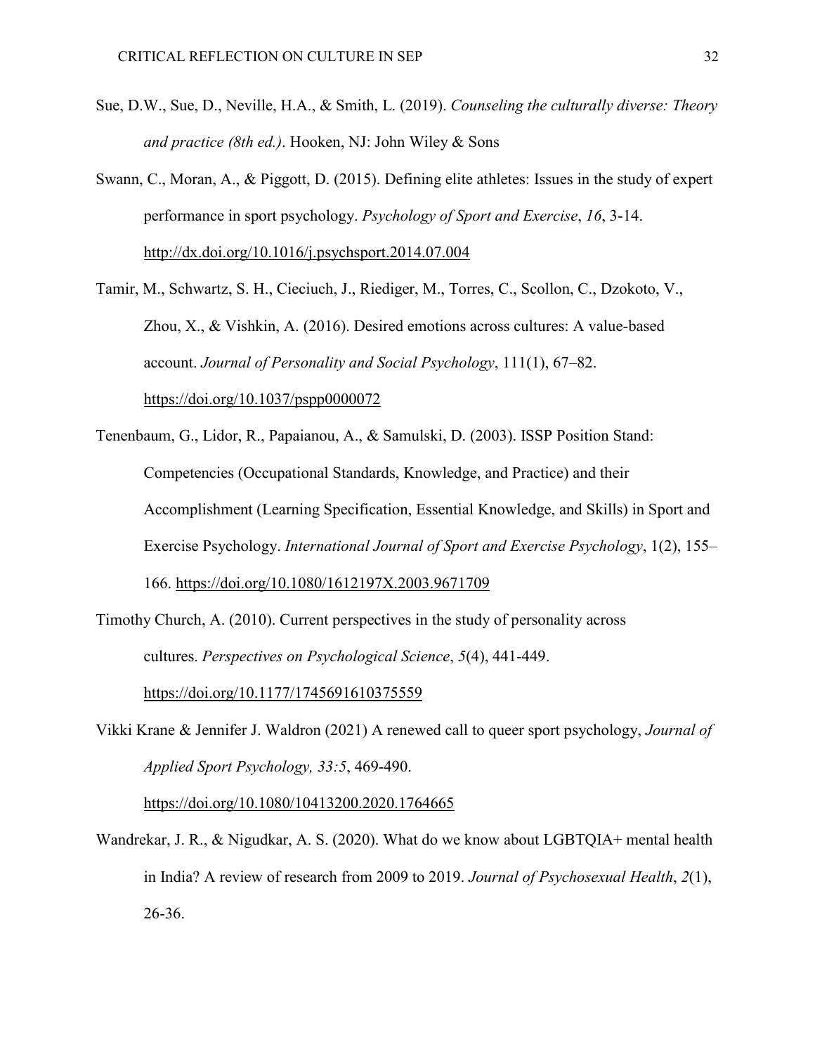Sue, D.W., Sue, D., Neville, H.A., & Smith, L. (2019). *Counseling the culturally diverse: Theory and practice (8th ed.)*. Hooken, NJ: John Wiley & Sons

Swann, C., Moran, A., & Piggott, D. (2015). Defining elite athletes: Issues in the study of expert performance in sport psychology. *Psychology of Sport and Exercise*, *16*, 3-14. http://dx.doi.org/10.1016/j.psychsport.2014.07.004

Tamir, M., Schwartz, S. H., Cieciuch, J., Riediger, M., Torres, C., Scollon, C., Dzokoto, V., Zhou, X., & Vishkin, A. (2016). Desired emotions across cultures: A value-based account. *Journal of Personality and Social Psychology*, 111(1), 67–82. https://doi.org/10.1037/pspp0000072

Tenenbaum, G., Lidor, R., Papaianou, A., & Samulski, D. (2003). ISSP Position Stand: Competencies (Occupational Standards, Knowledge, and Practice) and their Accomplishment (Learning Specification, Essential Knowledge, and Skills) in Sport and Exercise Psychology. *International Journal of Sport and Exercise Psychology*, 1(2), 155–166. https://doi.org/10.1080/1612197X.2003.9671709

Timothy Church, A. (2010). Current perspectives in the study of personality across cultures. *Perspectives on Psychological Science*, *5*(4), 441-449. https://doi.org/10.1177/1745691610375559

Vikki Krane & Jennifer J. Waldron (2021) A renewed call to queer sport psychology, *Journal of Applied Sport Psychology, 33:5*, 469-490. https://doi.org/10.1080/10413200.2020.1764665

Wandrekar, J. R., & Nigudkar, A. S. (2020). What do we know about LGBTQIA+ mental health in India? A review of research from 2009 to 2019. *Journal of Psychosexual Health*, *2*(1), 26-36.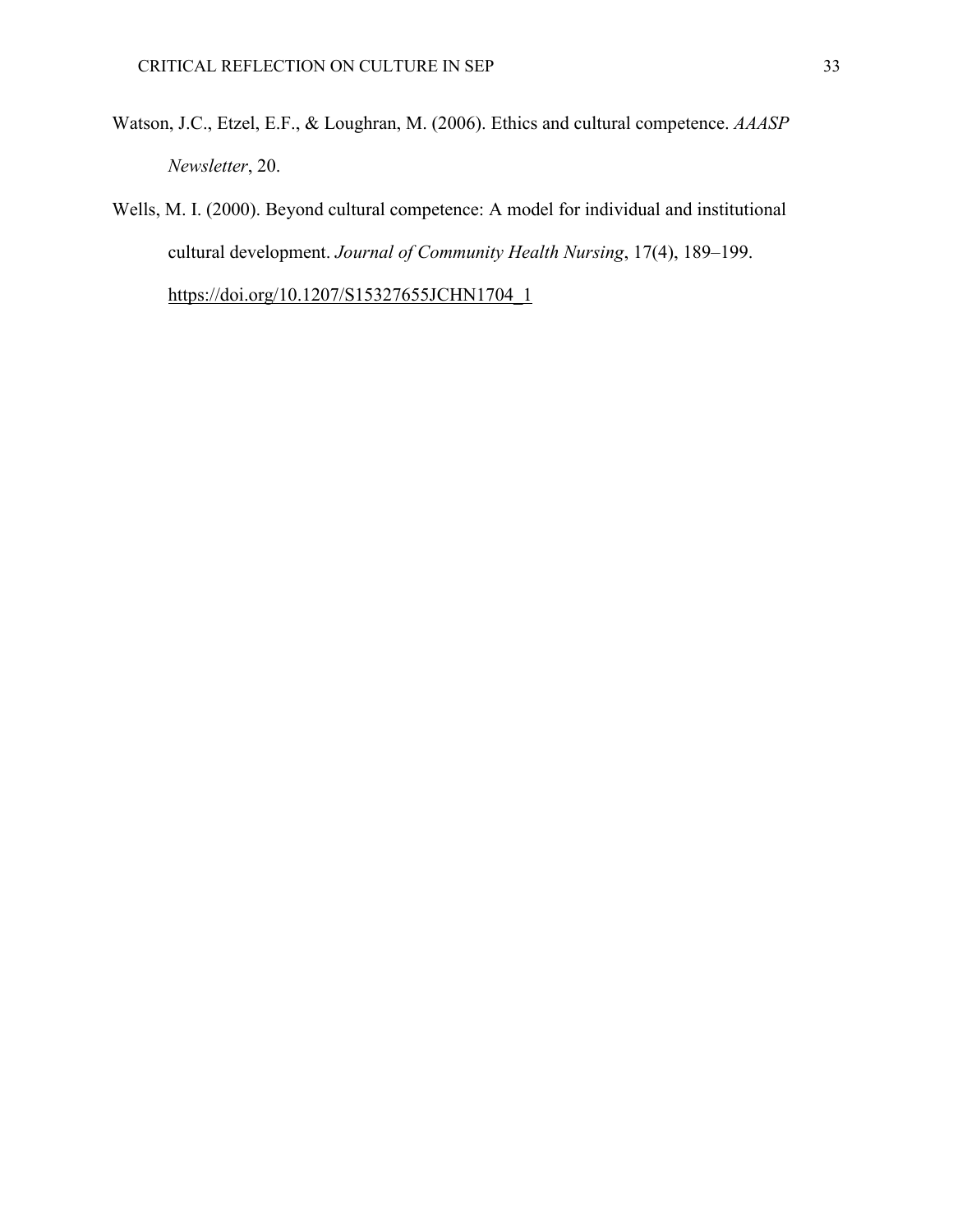Watson, J.C., Etzel, E.F., & Loughran, M. (2006). Ethics and cultural competence. *AAASP Newsletter*, 20.

Wells, M. I. (2000). Beyond cultural competence: A model for individual and institutional cultural development. *Journal of Community Health Nursing*, 17(4), 189–199. https://doi.org/10.1207/S15327655JCHN1704_1